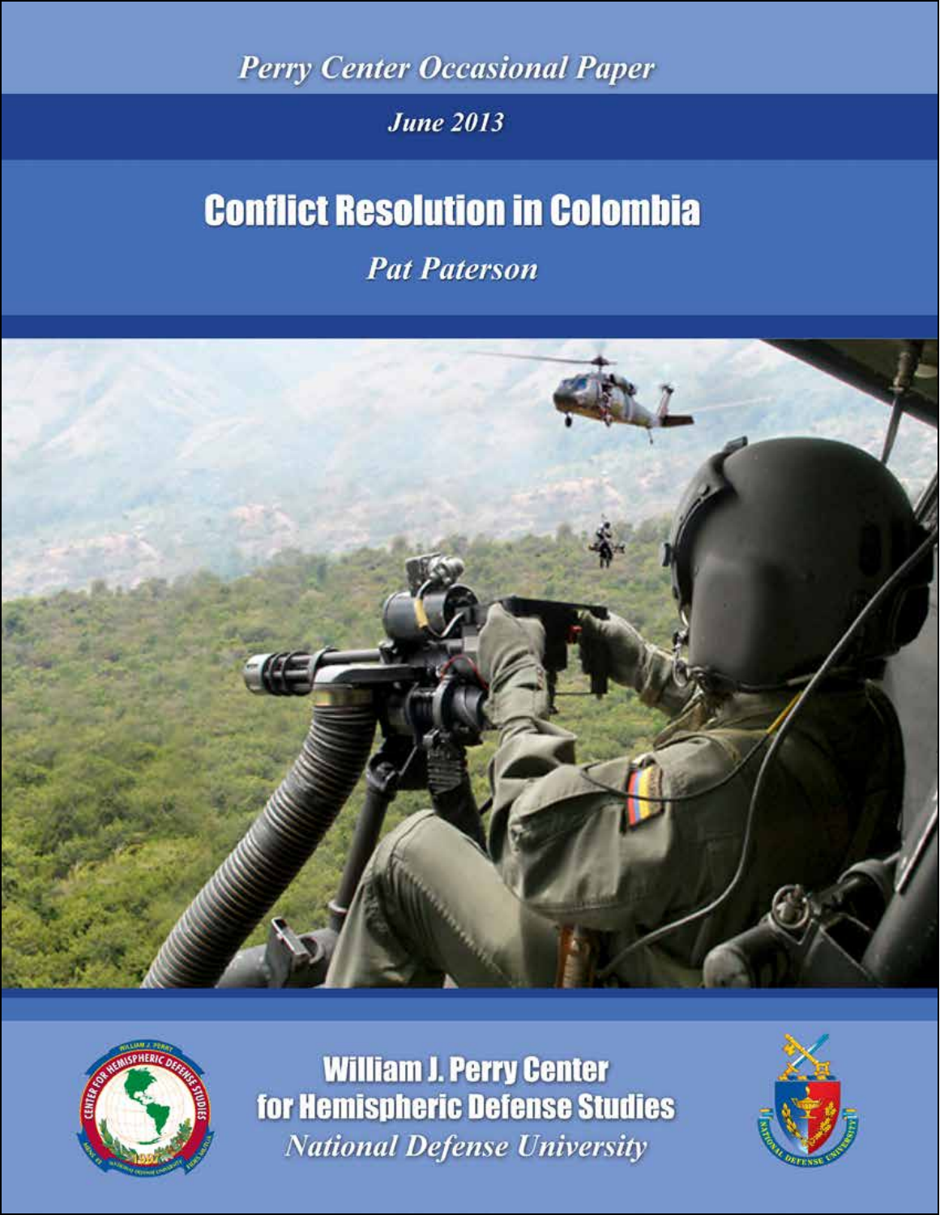*Perry Center Occasional Paper*

*June 2013*

# Conflict Resolution in Colombia

*Pat Paterson*

**William J. Perry Center for Hemispheric Defense Studies**

*National Defense University*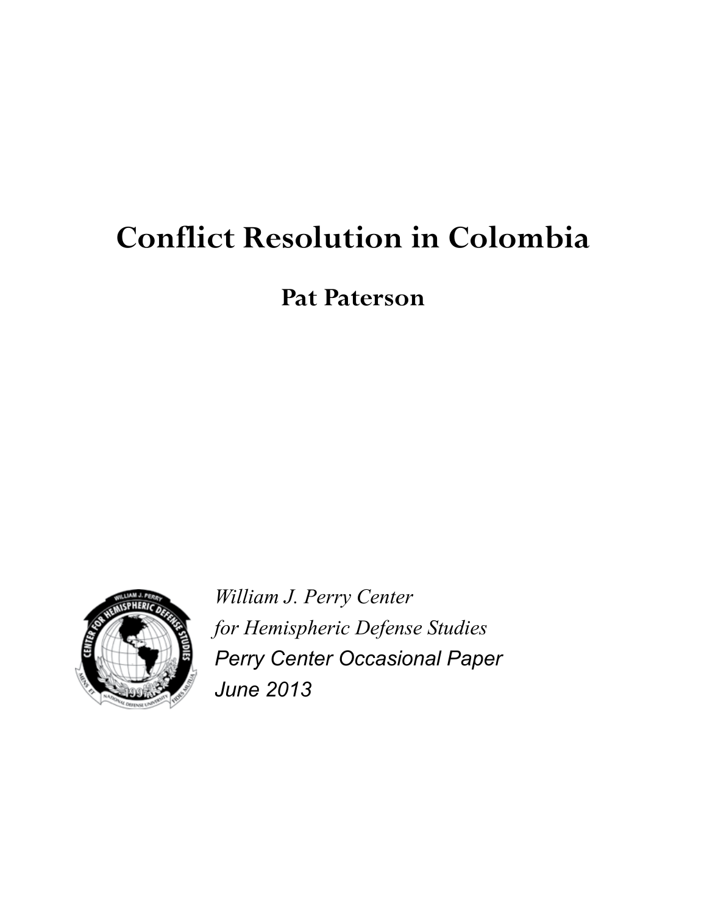# Conflict Resolution in Colombia

**Pat Paterson**

*William J. Perry Center*
*for Hemispheric Defense Studies*
*Perry Center Occasional Paper*
*June 2013*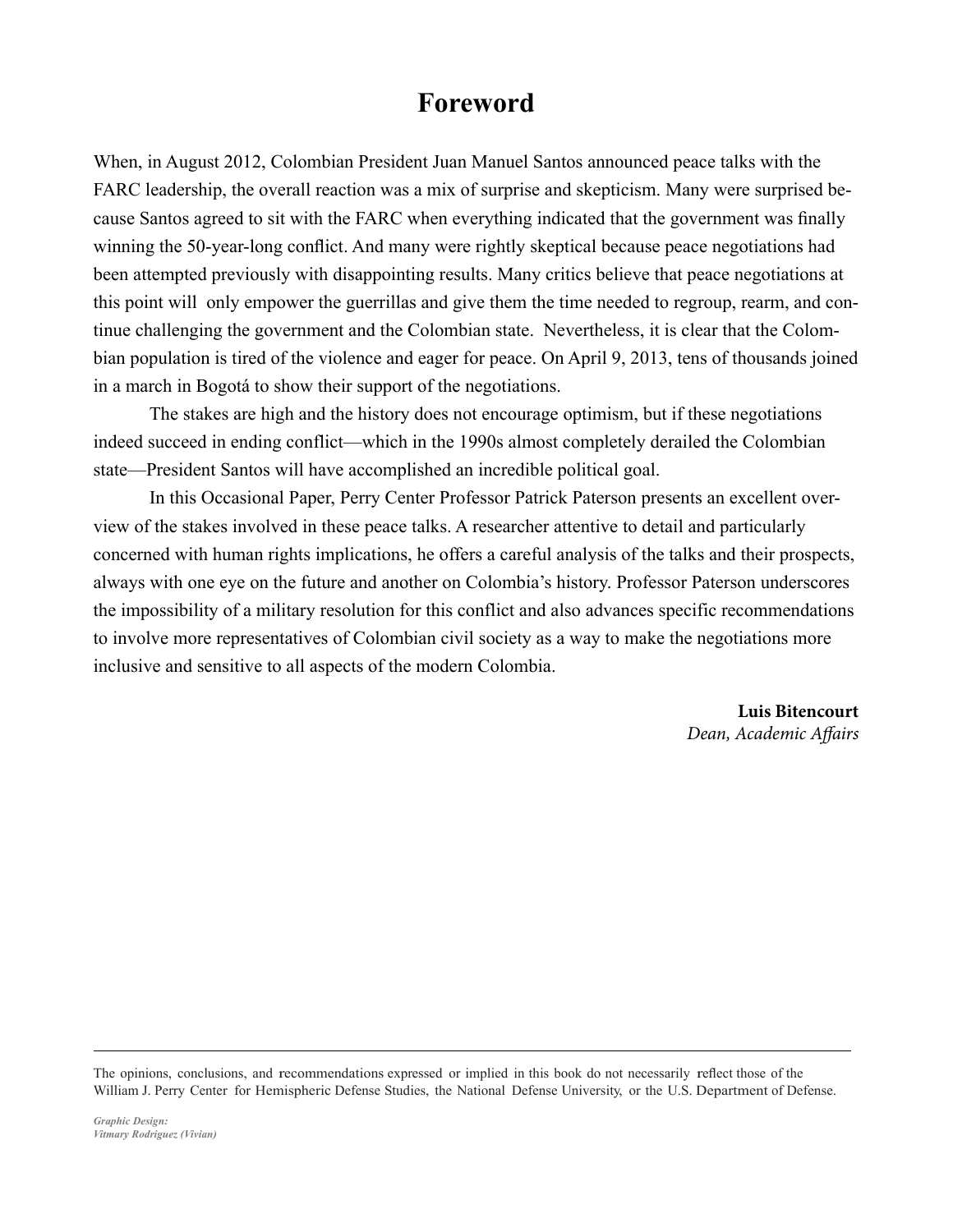# Foreword

When, in August 2012, Colombian President Juan Manuel Santos announced peace talks with the FARC leadership, the overall reaction was a mix of surprise and skepticism. Many were surprised because Santos agreed to sit with the FARC when everything indicated that the government was finally winning the 50-year-long conflict. And many were rightly skeptical because peace negotiations had been attempted previously with disappointing results. Many critics believe that peace negotiations at this point will only empower the guerrillas and give them the time needed to regroup, rearm, and continue challenging the government and the Colombian state. Nevertheless, it is clear that the Colombian population is tired of the violence and eager for peace. On April 9, 2013, tens of thousands joined in a march in Bogotá to show their support of the negotiations.

The stakes are high and the history does not encourage optimism, but if these negotiations indeed succeed in ending conflict—which in the 1990s almost completely derailed the Colombian state—President Santos will have accomplished an incredible political goal.

In this Occasional Paper, Perry Center Professor Patrick Paterson presents an excellent overview of the stakes involved in these peace talks. A researcher attentive to detail and particularly concerned with human rights implications, he offers a careful analysis of the talks and their prospects, always with one eye on the future and another on Colombia's history. Professor Paterson underscores the impossibility of a military resolution for this conflict and also advances specific recommendations to involve more representatives of Colombian civil society as a way to make the negotiations more inclusive and sensitive to all aspects of the modern Colombia.

**Luis Bitencourt**
*Dean, Academic Affairs*

---

The opinions, conclusions, and recommendations expressed or implied in this book do not necessarily reflect those of the William J. Perry Center for Hemispheric Defense Studies, the National Defense University, or the U.S. Department of Defense.

***Graphic Design:***
***Vitmary Rodriguez (Vivian)***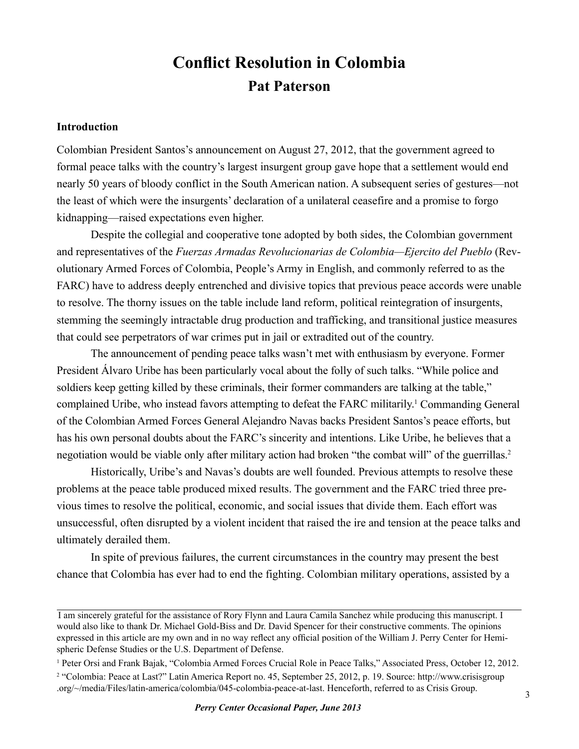# Conflict Resolution in Colombia

## Pat Paterson

### Introduction

Colombian President Santos's announcement on August 27, 2012, that the government agreed to formal peace talks with the country's largest insurgent group gave hope that a settlement would end nearly 50 years of bloody conflict in the South American nation. A subsequent series of gestures—not the least of which were the insurgents' declaration of a unilateral ceasefire and a promise to forgo kidnapping—raised expectations even higher.

Despite the collegial and cooperative tone adopted by both sides, the Colombian government and representatives of the *Fuerzas Armadas Revolucionarias de Colombia—Ejercito del Pueblo* (Revolutionary Armed Forces of Colombia, People's Army in English, and commonly referred to as the FARC) have to address deeply entrenched and divisive topics that previous peace accords were unable to resolve. The thorny issues on the table include land reform, political reintegration of insurgents, stemming the seemingly intractable drug production and trafficking, and transitional justice measures that could see perpetrators of war crimes put in jail or extradited out of the country.

The announcement of pending peace talks wasn't met with enthusiasm by everyone. Former President Álvaro Uribe has been particularly vocal about the folly of such talks. "While police and soldiers keep getting killed by these criminals, their former commanders are talking at the table," complained Uribe, who instead favors attempting to defeat the FARC militarily.[1] Commanding General of the Colombian Armed Forces General Alejandro Navas backs President Santos's peace efforts, but has his own personal doubts about the FARC's sincerity and intentions. Like Uribe, he believes that a negotiation would be viable only after military action had broken "the combat will" of the guerrillas.[2]

Historically, Uribe's and Navas's doubts are well founded. Previous attempts to resolve these problems at the peace table produced mixed results. The government and the FARC tried three previous times to resolve the political, economic, and social issues that divide them. Each effort was unsuccessful, often disrupted by a violent incident that raised the ire and tension at the peace talks and ultimately derailed them.

In spite of previous failures, the current circumstances in the country may present the best chance that Colombia has ever had to end the fighting. Colombian military operations, assisted by a

---

I am sincerely grateful for the assistance of Rory Flynn and Laura Camila Sanchez while producing this manuscript. I would also like to thank Dr. Michael Gold-Biss and Dr. David Spencer for their constructive comments. The opinions expressed in this article are my own and in no way reflect any official position of the William J. Perry Center for Hemispheric Defense Studies or the U.S. Department of Defense.

[1] Peter Orsi and Frank Bajak, "Colombia Armed Forces Crucial Role in Peace Talks," Associated Press, October 12, 2012.

[2] "Colombia: Peace at Last?" Latin America Report no. 45, September 25, 2012, p. 19. Source: http://www.crisisgroup.org/~/media/Files/latin-america/colombia/045-colombia-peace-at-last. Henceforth, referred to as Crisis Group.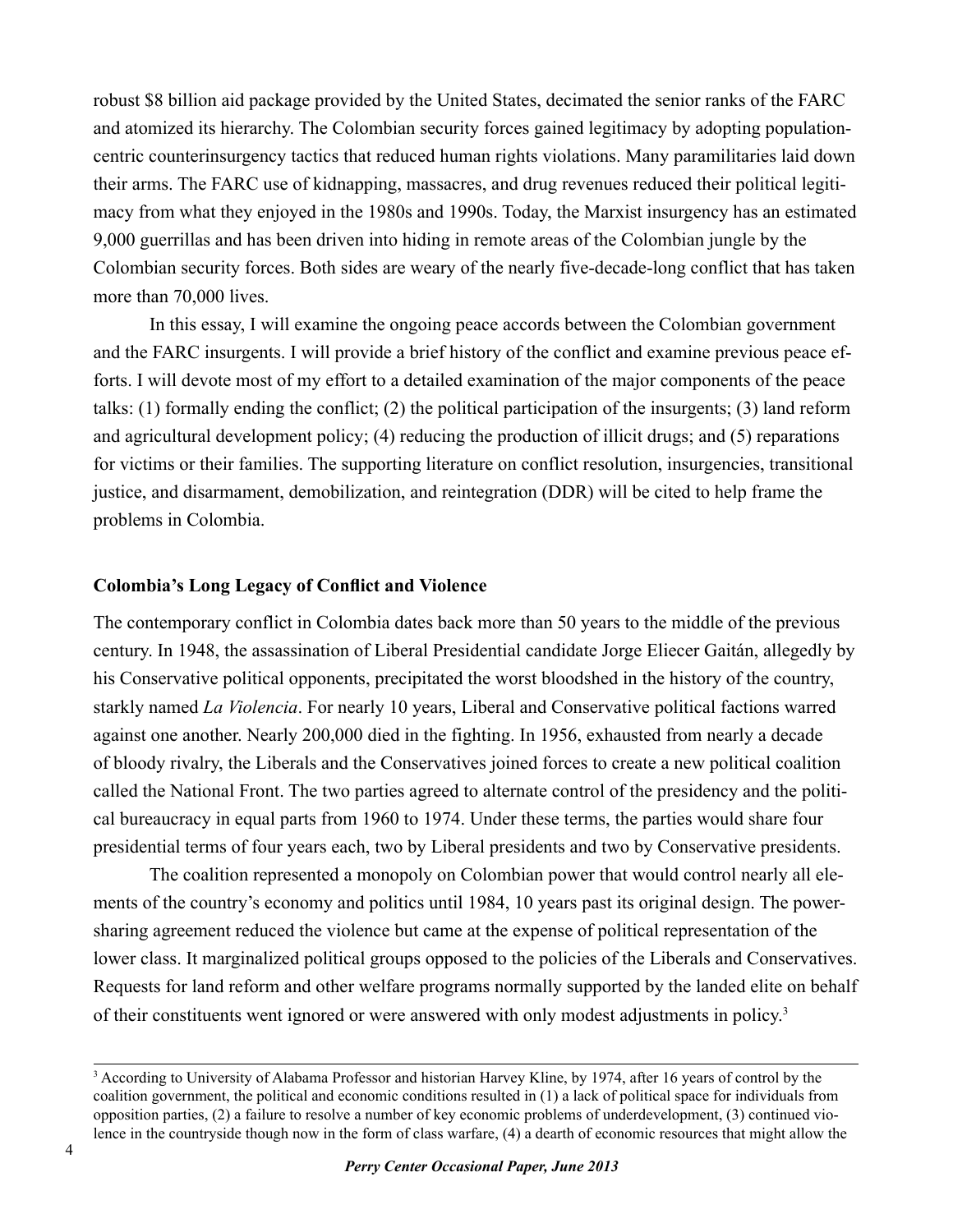robust $8 billion aid package provided by the United States, decimated the senior ranks of the FARC and atomized its hierarchy. The Colombian security forces gained legitimacy by adopting population-centric counterinsurgency tactics that reduced human rights violations. Many paramilitaries laid down their arms. The FARC use of kidnapping, massacres, and drug revenues reduced their political legitimacy from what they enjoyed in the 1980s and 1990s. Today, the Marxist insurgency has an estimated 9,000 guerrillas and has been driven into hiding in remote areas of the Colombian jungle by the Colombian security forces. Both sides are weary of the nearly five-decade-long conflict that has taken more than 70,000 lives.

In this essay, I will examine the ongoing peace accords between the Colombian government and the FARC insurgents. I will provide a brief history of the conflict and examine previous peace efforts. I will devote most of my effort to a detailed examination of the major components of the peace talks: (1) formally ending the conflict; (2) the political participation of the insurgents; (3) land reform and agricultural development policy; (4) reducing the production of illicit drugs; and (5) reparations for victims or their families. The supporting literature on conflict resolution, insurgencies, transitional justice, and disarmament, demobilization, and reintegration (DDR) will be cited to help frame the problems in Colombia.

## Colombia's Long Legacy of Conflict and Violence

The contemporary conflict in Colombia dates back more than 50 years to the middle of the previous century. In 1948, the assassination of Liberal Presidential candidate Jorge Eliecer Gaitán, allegedly by his Conservative political opponents, precipitated the worst bloodshed in the history of the country, starkly named *La Violencia*. For nearly 10 years, Liberal and Conservative political factions warred against one another. Nearly 200,000 died in the fighting. In 1956, exhausted from nearly a decade of bloody rivalry, the Liberals and the Conservatives joined forces to create a new political coalition called the National Front. The two parties agreed to alternate control of the presidency and the political bureaucracy in equal parts from 1960 to 1974. Under these terms, the parties would share four presidential terms of four years each, two by Liberal presidents and two by Conservative presidents.

The coalition represented a monopoly on Colombian power that would control nearly all elements of the country's economy and politics until 1984, 10 years past its original design. The power-sharing agreement reduced the violence but came at the expense of political representation of the lower class. It marginalized political groups opposed to the policies of the Liberals and Conservatives. Requests for land reform and other welfare programs normally supported by the landed elite on behalf of their constituents went ignored or were answered with only modest adjustments in policy.[3]

[3] According to University of Alabama Professor and historian Harvey Kline, by 1974, after 16 years of control by the coalition government, the political and economic conditions resulted in (1) a lack of political space for individuals from opposition parties, (2) a failure to resolve a number of key economic problems of underdevelopment, (3) continued violence in the countryside though now in the form of class warfare, (4) a dearth of economic resources that might allow the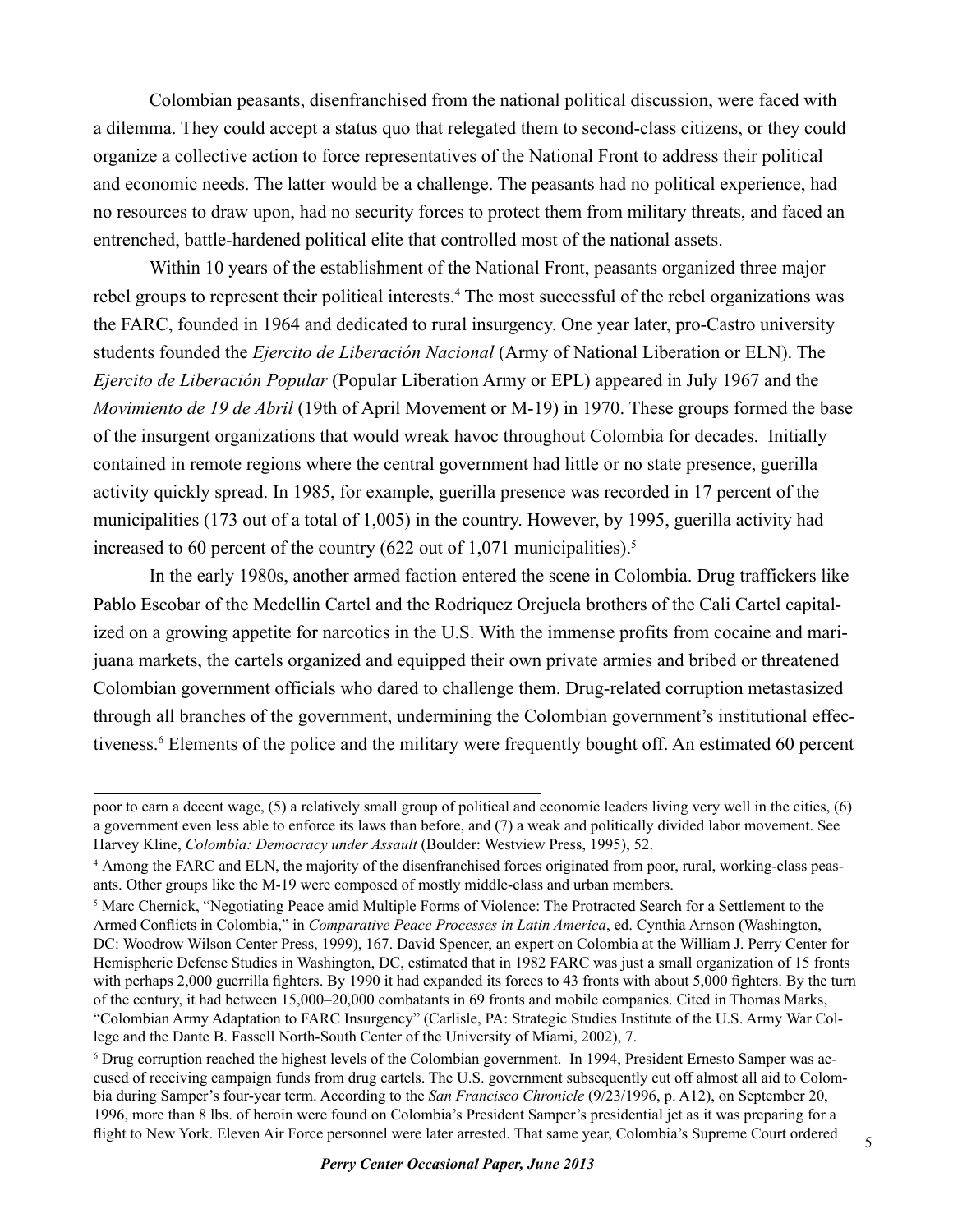Colombian peasants, disenfranchised from the national political discussion, were faced with a dilemma. They could accept a status quo that relegated them to second-class citizens, or they could organize a collective action to force representatives of the National Front to address their political and economic needs. The latter would be a challenge. The peasants had no political experience, had no resources to draw upon, had no security forces to protect them from military threats, and faced an entrenched, battle-hardened political elite that controlled most of the national assets.

Within 10 years of the establishment of the National Front, peasants organized three major rebel groups to represent their political interests.[4] The most successful of the rebel organizations was the FARC, founded in 1964 and dedicated to rural insurgency. One year later, pro-Castro university students founded the *Ejercito de Liberación Nacional* (Army of National Liberation or ELN). The *Ejercito de Liberación Popular* (Popular Liberation Army or EPL) appeared in July 1967 and the *Movimiento de 19 de Abril* (19th of April Movement or M-19) in 1970. These groups formed the base of the insurgent organizations that would wreak havoc throughout Colombia for decades. Initially contained in remote regions where the central government had little or no state presence, guerilla activity quickly spread. In 1985, for example, guerilla presence was recorded in 17 percent of the municipalities (173 out of a total of 1,005) in the country. However, by 1995, guerilla activity had increased to 60 percent of the country (622 out of 1,071 municipalities).[5]

In the early 1980s, another armed faction entered the scene in Colombia. Drug traffickers like Pablo Escobar of the Medellin Cartel and the Rodriquez Orejuela brothers of the Cali Cartel capitalized on a growing appetite for narcotics in the U.S. With the immense profits from cocaine and marijuana markets, the cartels organized and equipped their own private armies and bribed or threatened Colombian government officials who dared to challenge them. Drug-related corruption metastasized through all branches of the government, undermining the Colombian government's institutional effectiveness.[6] Elements of the police and the military were frequently bought off. An estimated 60 percent

---

poor to earn a decent wage, (5) a relatively small group of political and economic leaders living very well in the cities, (6) a government even less able to enforce its laws than before, and (7) a weak and politically divided labor movement. See Harvey Kline, *Colombia: Democracy under Assault* (Boulder: Westview Press, 1995), 52.

[4] Among the FARC and ELN, the majority of the disenfranchised forces originated from poor, rural, working-class peasants. Other groups like the M-19 were composed of mostly middle-class and urban members.

[5] Marc Chernick, "Negotiating Peace amid Multiple Forms of Violence: The Protracted Search for a Settlement to the Armed Conflicts in Colombia," in *Comparative Peace Processes in Latin America*, ed. Cynthia Arnson (Washington, DC: Woodrow Wilson Center Press, 1999), 167. David Spencer, an expert on Colombia at the William J. Perry Center for Hemispheric Defense Studies in Washington, DC, estimated that in 1982 FARC was just a small organization of 15 fronts with perhaps 2,000 guerrilla fighters. By 1990 it had expanded its forces to 43 fronts with about 5,000 fighters. By the turn of the century, it had between 15,000–20,000 combatants in 69 fronts and mobile companies. Cited in Thomas Marks, "Colombian Army Adaptation to FARC Insurgency" (Carlisle, PA: Strategic Studies Institute of the U.S. Army War College and the Dante B. Fassell North-South Center of the University of Miami, 2002), 7.

[6] Drug corruption reached the highest levels of the Colombian government. In 1994, President Ernesto Samper was accused of receiving campaign funds from drug cartels. The U.S. government subsequently cut off almost all aid to Colombia during Samper's four-year term. According to the *San Francisco Chronicle* (9/23/1996, p. A12), on September 20, 1996, more than 8 lbs. of heroin were found on Colombia's President Samper's presidential jet as it was preparing for a flight to New York. Eleven Air Force personnel were later arrested. That same year, Colombia's Supreme Court ordered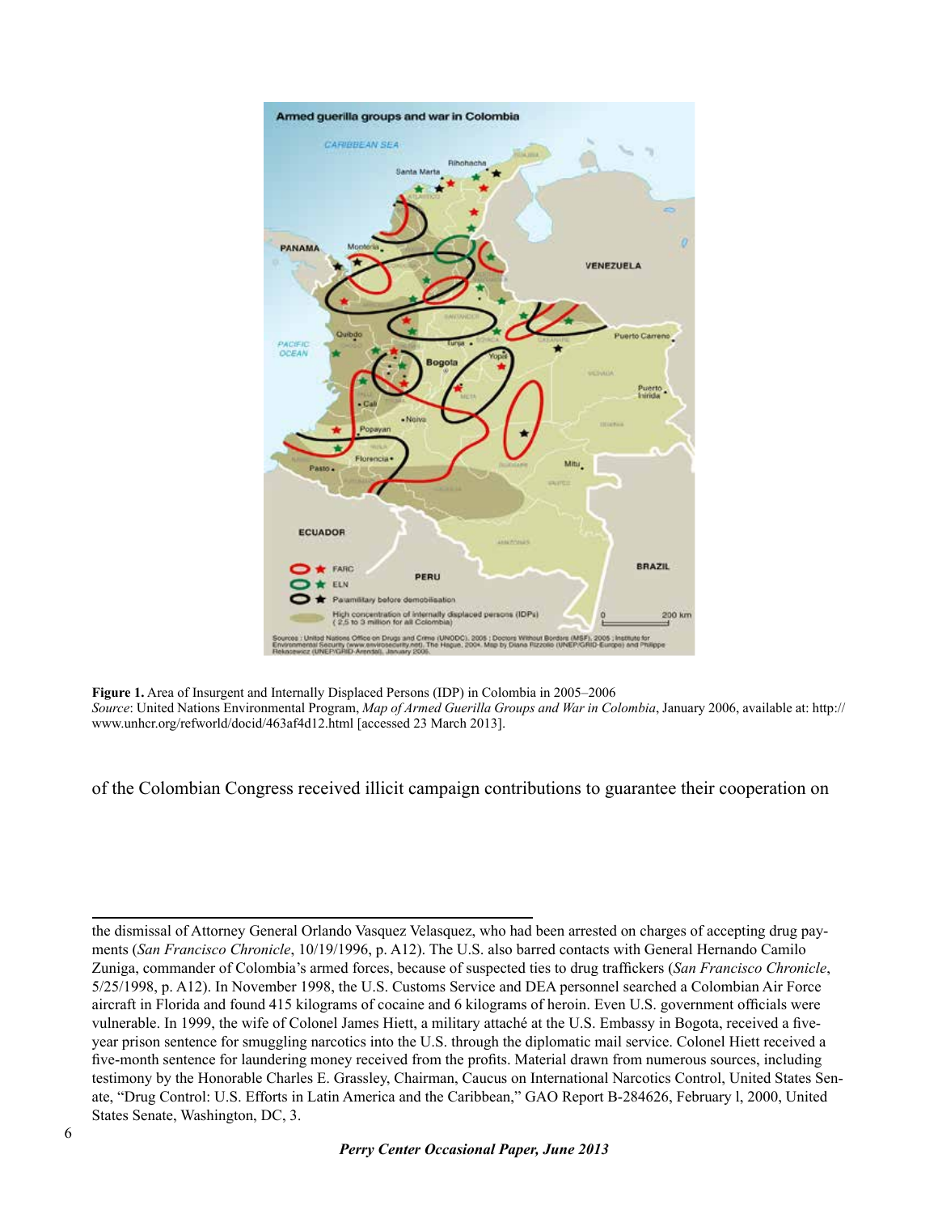**Figure 1.** Area of Insurgent and Internally Displaced Persons (IDP) in Colombia in 2005–2006
*Source*: United Nations Environmental Program, *Map of Armed Guerilla Groups and War in Colombia*, January 2006, available at: http://www.unhcr.org/refworld/docid/463af4d12.html [accessed 23 March 2013].

of the Colombian Congress received illicit campaign contributions to guarantee their cooperation on

---

the dismissal of Attorney General Orlando Vasquez Velasquez, who had been arrested on charges of accepting drug payments (*San Francisco Chronicle*, 10/19/1996, p. A12). The U.S. also barred contacts with General Hernando Camilo Zuniga, commander of Colombia's armed forces, because of suspected ties to drug traffickers (*San Francisco Chronicle*, 5/25/1998, p. A12). In November 1998, the U.S. Customs Service and DEA personnel searched a Colombian Air Force aircraft in Florida and found 415 kilograms of cocaine and 6 kilograms of heroin. Even U.S. government officials were vulnerable. In 1999, the wife of Colonel James Hiett, a military attaché at the U.S. Embassy in Bogota, received a five-year prison sentence for smuggling narcotics into the U.S. through the diplomatic mail service. Colonel Hiett received a five-month sentence for laundering money received from the profits. Material drawn from numerous sources, including testimony by the Honorable Charles E. Grassley, Chairman, Caucus on International Narcotics Control, United States Senate, "Drug Control: U.S. Efforts in Latin America and the Caribbean," GAO Report B-284626, February l, 2000, United States Senate, Washington, DC, 3.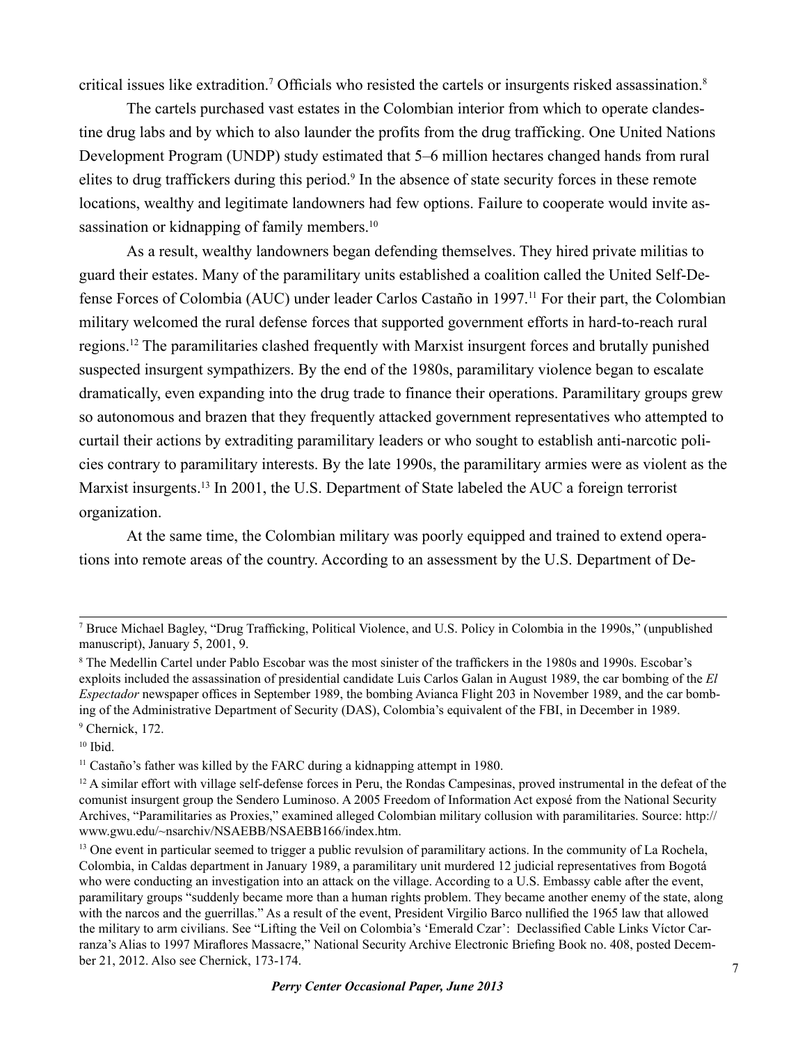critical issues like extradition.[7] Officials who resisted the cartels or insurgents risked assassination.[8]

The cartels purchased vast estates in the Colombian interior from which to operate clandestine drug labs and by which to also launder the profits from the drug trafficking. One United Nations Development Program (UNDP) study estimated that 5–6 million hectares changed hands from rural elites to drug traffickers during this period.[9] In the absence of state security forces in these remote locations, wealthy and legitimate landowners had few options. Failure to cooperate would invite assassination or kidnapping of family members.[10]

As a result, wealthy landowners began defending themselves. They hired private militias to guard their estates. Many of the paramilitary units established a coalition called the United Self-Defense Forces of Colombia (AUC) under leader Carlos Castaño in 1997.[11] For their part, the Colombian military welcomed the rural defense forces that supported government efforts in hard-to-reach rural regions.[12] The paramilitaries clashed frequently with Marxist insurgent forces and brutally punished suspected insurgent sympathizers. By the end of the 1980s, paramilitary violence began to escalate dramatically, even expanding into the drug trade to finance their operations. Paramilitary groups grew so autonomous and brazen that they frequently attacked government representatives who attempted to curtail their actions by extraditing paramilitary leaders or who sought to establish anti-narcotic policies contrary to paramilitary interests. By the late 1990s, the paramilitary armies were as violent as the Marxist insurgents.[13] In 2001, the U.S. Department of State labeled the AUC a foreign terrorist organization.

At the same time, the Colombian military was poorly equipped and trained to extend operations into remote areas of the country. According to an assessment by the U.S. Department of De-

---

[7] Bruce Michael Bagley, "Drug Trafficking, Political Violence, and U.S. Policy in Colombia in the 1990s," (unpublished manuscript), January 5, 2001, 9.

[8] The Medellin Cartel under Pablo Escobar was the most sinister of the traffickers in the 1980s and 1990s. Escobar's exploits included the assassination of presidential candidate Luis Carlos Galan in August 1989, the car bombing of the *El Espectador* newspaper offices in September 1989, the bombing Avianca Flight 203 in November 1989, and the car bombing of the Administrative Department of Security (DAS), Colombia's equivalent of the FBI, in December in 1989.

[9] Chernick, 172.

[10] Ibid.

[11] Castaño's father was killed by the FARC during a kidnapping attempt in 1980.

[12] A similar effort with village self-defense forces in Peru, the Rondas Campesinas, proved instrumental in the defeat of the comunist insurgent group the Sendero Luminoso. A 2005 Freedom of Information Act exposé from the National Security Archives, "Paramilitaries as Proxies," examined alleged Colombian military collusion with paramilitaries. Source: http://www.gwu.edu/~nsarchiv/NSAEBB/NSAEBB166/index.htm.

[13] One event in particular seemed to trigger a public revulsion of paramilitary actions. In the community of La Rochela, Colombia, in Caldas department in January 1989, a paramilitary unit murdered 12 judicial representatives from Bogotá who were conducting an investigation into an attack on the village. According to a U.S. Embassy cable after the event, paramilitary groups "suddenly became more than a human rights problem. They became another enemy of the state, along with the narcos and the guerrillas." As a result of the event, President Virgilio Barco nullified the 1965 law that allowed the military to arm civilians. See "Lifting the Veil on Colombia's 'Emerald Czar': Declassified Cable Links Víctor Carranza's Alias to 1997 Miraflores Massacre," National Security Archive Electronic Briefing Book no. 408, posted December 21, 2012. Also see Chernick, 173-174.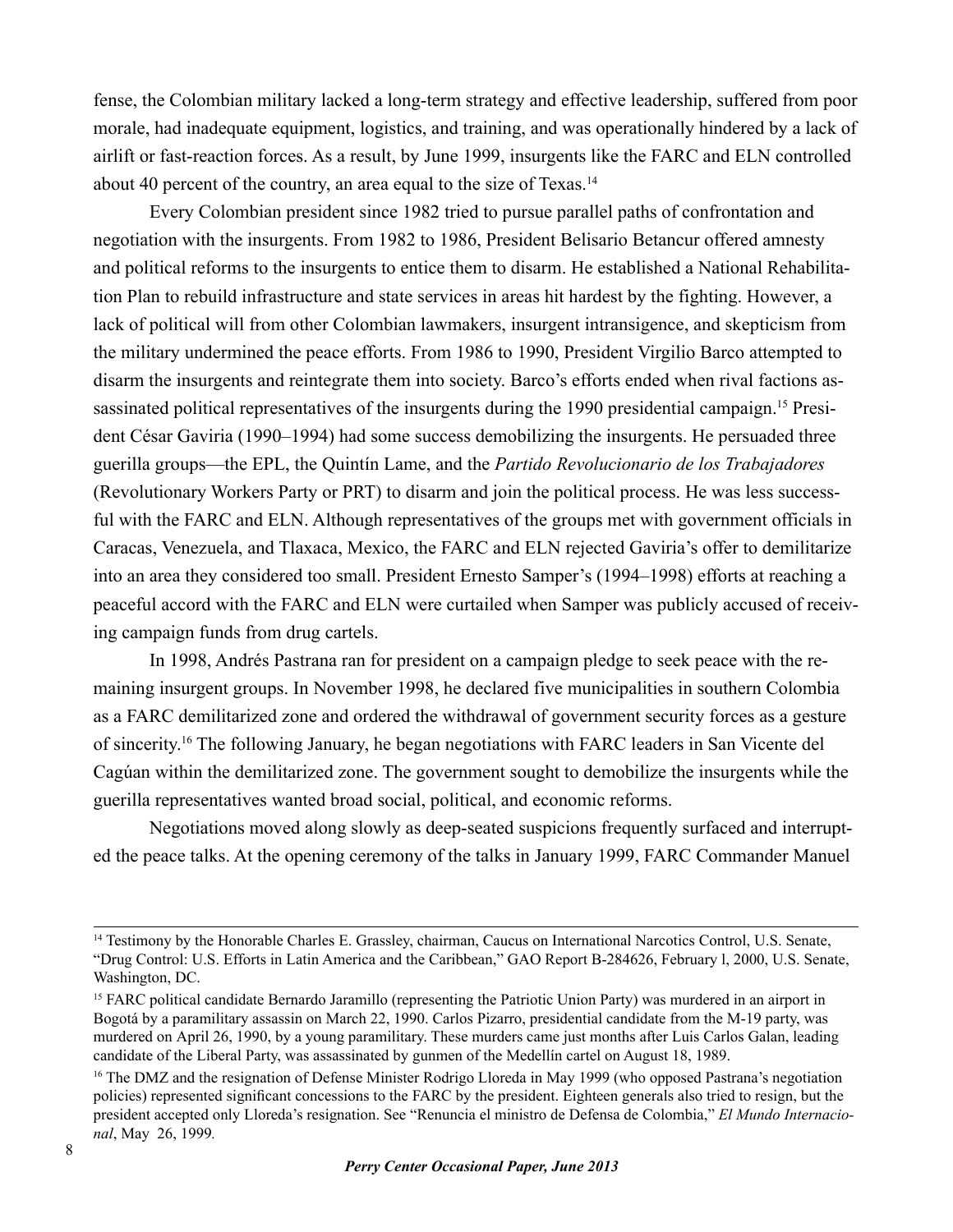fense, the Colombian military lacked a long-term strategy and effective leadership, suffered from poor morale, had inadequate equipment, logistics, and training, and was operationally hindered by a lack of airlift or fast-reaction forces. As a result, by June 1999, insurgents like the FARC and ELN controlled about 40 percent of the country, an area equal to the size of Texas.[14]

Every Colombian president since 1982 tried to pursue parallel paths of confrontation and negotiation with the insurgents. From 1982 to 1986, President Belisario Betancur offered amnesty and political reforms to the insurgents to entice them to disarm. He established a National Rehabilitation Plan to rebuild infrastructure and state services in areas hit hardest by the fighting. However, a lack of political will from other Colombian lawmakers, insurgent intransigence, and skepticism from the military undermined the peace efforts. From 1986 to 1990, President Virgilio Barco attempted to disarm the insurgents and reintegrate them into society. Barco's efforts ended when rival factions assassinated political representatives of the insurgents during the 1990 presidential campaign.[15] President César Gaviria (1990–1994) had some success demobilizing the insurgents. He persuaded three guerilla groups—the EPL, the Quintín Lame, and the *Partido Revolucionario de los Trabajadores* (Revolutionary Workers Party or PRT) to disarm and join the political process. He was less successful with the FARC and ELN. Although representatives of the groups met with government officials in Caracas, Venezuela, and Tlaxaca, Mexico, the FARC and ELN rejected Gaviria's offer to demilitarize into an area they considered too small. President Ernesto Samper's (1994–1998) efforts at reaching a peaceful accord with the FARC and ELN were curtailed when Samper was publicly accused of receiving campaign funds from drug cartels.

In 1998, Andrés Pastrana ran for president on a campaign pledge to seek peace with the remaining insurgent groups. In November 1998, he declared five municipalities in southern Colombia as a FARC demilitarized zone and ordered the withdrawal of government security forces as a gesture of sincerity.[16] The following January, he began negotiations with FARC leaders in San Vicente del Cagúan within the demilitarized zone. The government sought to demobilize the insurgents while the guerilla representatives wanted broad social, political, and economic reforms.

Negotiations moved along slowly as deep-seated suspicions frequently surfaced and interrupted the peace talks. At the opening ceremony of the talks in January 1999, FARC Commander Manuel

---

[14] Testimony by the Honorable Charles E. Grassley, chairman, Caucus on International Narcotics Control, U.S. Senate, "Drug Control: U.S. Efforts in Latin America and the Caribbean," GAO Report B-284626, February l, 2000, U.S. Senate, Washington, DC.

[15] FARC political candidate Bernardo Jaramillo (representing the Patriotic Union Party) was murdered in an airport in Bogotá by a paramilitary assassin on March 22, 1990. Carlos Pizarro, presidential candidate from the M-19 party, was murdered on April 26, 1990, by a young paramilitary. These murders came just months after Luis Carlos Galan, leading candidate of the Liberal Party, was assassinated by gunmen of the Medellín cartel on August 18, 1989.

[16] The DMZ and the resignation of Defense Minister Rodrigo Lloreda in May 1999 (who opposed Pastrana's negotiation policies) represented significant concessions to the FARC by the president. Eighteen generals also tried to resign, but the president accepted only Lloreda's resignation. See "Renuncia el ministro de Defensa de Colombia," *El Mundo Internacional*, May 26, 1999.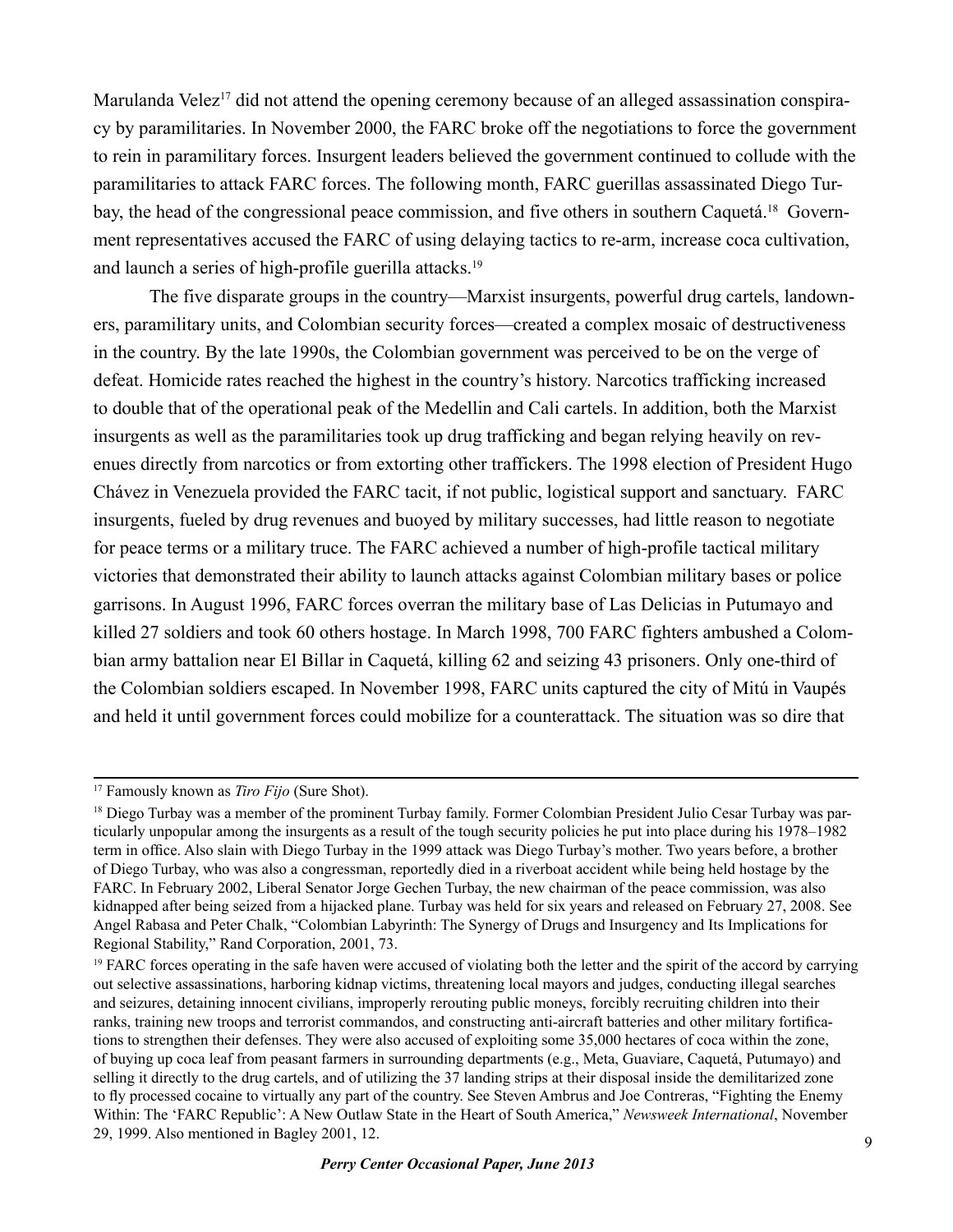Marulanda Velez[17] did not attend the opening ceremony because of an alleged assassination conspiracy by paramilitaries. In November 2000, the FARC broke off the negotiations to force the government to rein in paramilitary forces. Insurgent leaders believed the government continued to collude with the paramilitaries to attack FARC forces. The following month, FARC guerillas assassinated Diego Turbay, the head of the congressional peace commission, and five others in southern Caquetá.[18] Government representatives accused the FARC of using delaying tactics to re-arm, increase coca cultivation, and launch a series of high-profile guerilla attacks.[19]

The five disparate groups in the country—Marxist insurgents, powerful drug cartels, landowners, paramilitary units, and Colombian security forces—created a complex mosaic of destructiveness in the country. By the late 1990s, the Colombian government was perceived to be on the verge of defeat. Homicide rates reached the highest in the country's history. Narcotics trafficking increased to double that of the operational peak of the Medellin and Cali cartels. In addition, both the Marxist insurgents as well as the paramilitaries took up drug trafficking and began relying heavily on revenues directly from narcotics or from extorting other traffickers. The 1998 election of President Hugo Chávez in Venezuela provided the FARC tacit, if not public, logistical support and sanctuary. FARC insurgents, fueled by drug revenues and buoyed by military successes, had little reason to negotiate for peace terms or a military truce. The FARC achieved a number of high-profile tactical military victories that demonstrated their ability to launch attacks against Colombian military bases or police garrisons. In August 1996, FARC forces overran the military base of Las Delicias in Putumayo and killed 27 soldiers and took 60 others hostage. In March 1998, 700 FARC fighters ambushed a Colombian army battalion near El Billar in Caquetá, killing 62 and seizing 43 prisoners. Only one-third of the Colombian soldiers escaped. In November 1998, FARC units captured the city of Mitú in Vaupés and held it until government forces could mobilize for a counterattack. The situation was so dire that

---

[17] Famously known as *Tiro Fijo* (Sure Shot).

[18] Diego Turbay was a member of the prominent Turbay family. Former Colombian President Julio Cesar Turbay was particularly unpopular among the insurgents as a result of the tough security policies he put into place during his 1978–1982 term in office. Also slain with Diego Turbay in the 1999 attack was Diego Turbay's mother. Two years before, a brother of Diego Turbay, who was also a congressman, reportedly died in a riverboat accident while being held hostage by the FARC. In February 2002, Liberal Senator Jorge Gechen Turbay, the new chairman of the peace commission, was also kidnapped after being seized from a hijacked plane. Turbay was held for six years and released on February 27, 2008. See Angel Rabasa and Peter Chalk, "Colombian Labyrinth: The Synergy of Drugs and Insurgency and Its Implications for Regional Stability," Rand Corporation, 2001, 73.

[19] FARC forces operating in the safe haven were accused of violating both the letter and the spirit of the accord by carrying out selective assassinations, harboring kidnap victims, threatening local mayors and judges, conducting illegal searches and seizures, detaining innocent civilians, improperly rerouting public moneys, forcibly recruiting children into their ranks, training new troops and terrorist commandos, and constructing anti-aircraft batteries and other military fortifications to strengthen their defenses. They were also accused of exploiting some 35,000 hectares of coca within the zone, of buying up coca leaf from peasant farmers in surrounding departments (e.g., Meta, Guaviare, Caquetá, Putumayo) and selling it directly to the drug cartels, and of utilizing the 37 landing strips at their disposal inside the demilitarized zone to fly processed cocaine to virtually any part of the country. See Steven Ambrus and Joe Contreras, "Fighting the Enemy Within: The 'FARC Republic': A New Outlaw State in the Heart of South America," *Newsweek International*, November 29, 1999. Also mentioned in Bagley 2001, 12.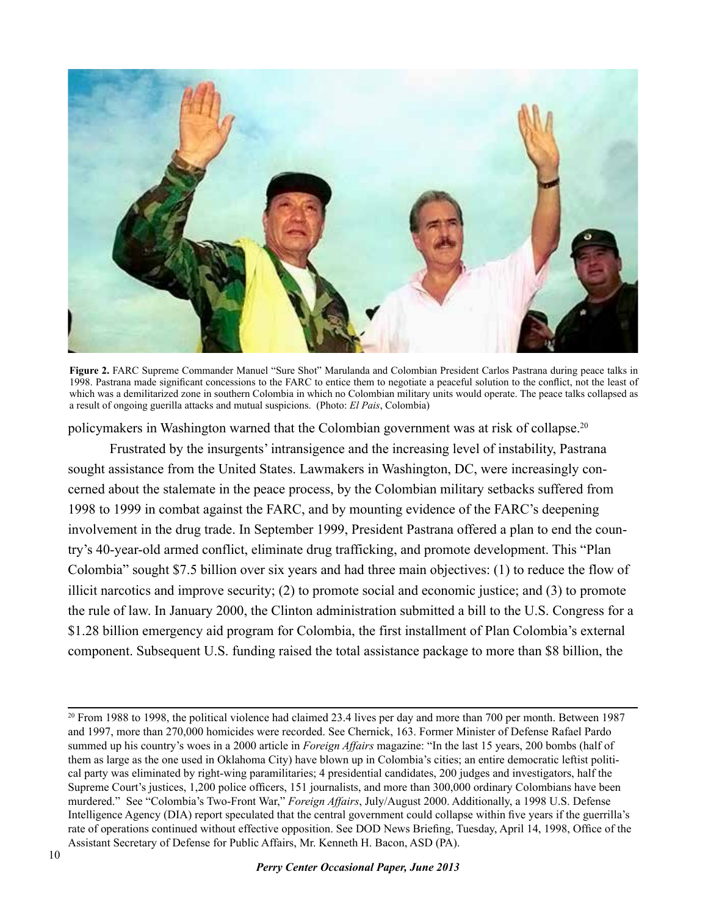**Figure 2.** FARC Supreme Commander Manuel "Sure Shot" Marulanda and Colombian President Carlos Pastrana during peace talks in 1998. Pastrana made significant concessions to the FARC to entice them to negotiate a peaceful solution to the conflict, not the least of which was a demilitarized zone in southern Colombia in which no Colombian military units would operate. The peace talks collapsed as a result of ongoing guerilla attacks and mutual suspicions. (Photo: *El Pais*, Colombia)

policymakers in Washington warned that the Colombian government was at risk of collapse.[20]

Frustrated by the insurgents' intransigence and the increasing level of instability, Pastrana sought assistance from the United States. Lawmakers in Washington, DC, were increasingly concerned about the stalemate in the peace process, by the Colombian military setbacks suffered from 1998 to 1999 in combat against the FARC, and by mounting evidence of the FARC's deepening involvement in the drug trade. In September 1999, President Pastrana offered a plan to end the country's 40-year-old armed conflict, eliminate drug trafficking, and promote development. This "Plan Colombia" sought $7.5 billion over six years and had three main objectives: (1) to reduce the flow of illicit narcotics and improve security; (2) to promote social and economic justice; and (3) to promote the rule of law. In January 2000, the Clinton administration submitted a bill to the U.S. Congress for a $1.28 billion emergency aid program for Colombia, the first installment of Plan Colombia's external component. Subsequent U.S. funding raised the total assistance package to more than $8 billion, the

---

[20] From 1988 to 1998, the political violence had claimed 23.4 lives per day and more than 700 per month. Between 1987 and 1997, more than 270,000 homicides were recorded. See Chernick, 163. Former Minister of Defense Rafael Pardo summed up his country's woes in a 2000 article in *Foreign Affairs* magazine: "In the last 15 years, 200 bombs (half of them as large as the one used in Oklahoma City) have blown up in Colombia's cities; an entire democratic leftist political party was eliminated by right-wing paramilitaries; 4 presidential candidates, 200 judges and investigators, half the Supreme Court's justices, 1,200 police officers, 151 journalists, and more than 300,000 ordinary Colombians have been murdered." See "Colombia's Two-Front War," *Foreign Affairs*, July/August 2000. Additionally, a 1998 U.S. Defense Intelligence Agency (DIA) report speculated that the central government could collapse within five years if the guerrilla's rate of operations continued without effective opposition. See DOD News Briefing, Tuesday, April 14, 1998, Office of the Assistant Secretary of Defense for Public Affairs, Mr. Kenneth H. Bacon, ASD (PA).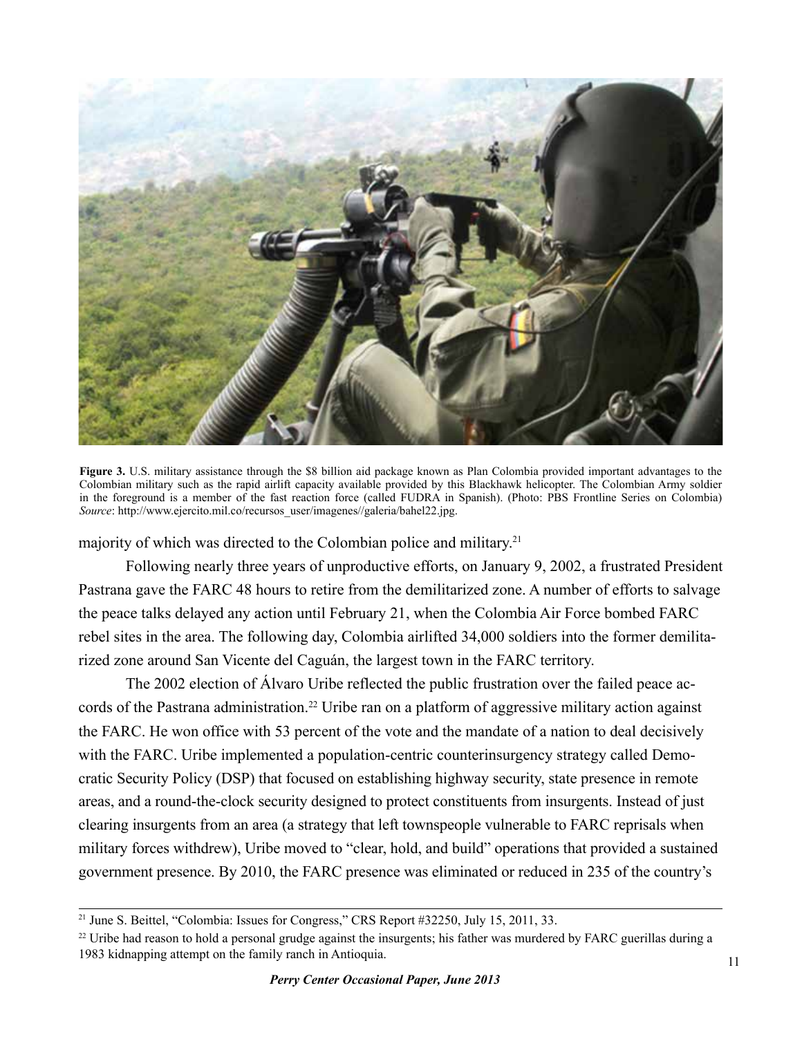**Figure 3.** U.S. military assistance through the $8 billion aid package known as Plan Colombia provided important advantages to the Colombian military such as the rapid airlift capacity available provided by this Blackhawk helicopter. The Colombian Army soldier in the foreground is a member of the fast reaction force (called FUDRA in Spanish). (Photo: PBS Frontline Series on Colombia) *Source*: http://www.ejercito.mil.co/recursos_user/imagenes//galeria/bahel22.jpg.

majority of which was directed to the Colombian police and military.[21]

Following nearly three years of unproductive efforts, on January 9, 2002, a frustrated President Pastrana gave the FARC 48 hours to retire from the demilitarized zone. A number of efforts to salvage the peace talks delayed any action until February 21, when the Colombia Air Force bombed FARC rebel sites in the area. The following day, Colombia airlifted 34,000 soldiers into the former demilitarized zone around San Vicente del Caguán, the largest town in the FARC territory.

The 2002 election of Álvaro Uribe reflected the public frustration over the failed peace accords of the Pastrana administration.[22] Uribe ran on a platform of aggressive military action against the FARC. He won office with 53 percent of the vote and the mandate of a nation to deal decisively with the FARC. Uribe implemented a population-centric counterinsurgency strategy called Democratic Security Policy (DSP) that focused on establishing highway security, state presence in remote areas, and a round-the-clock security designed to protect constituents from insurgents. Instead of just clearing insurgents from an area (a strategy that left townspeople vulnerable to FARC reprisals when military forces withdrew), Uribe moved to "clear, hold, and build" operations that provided a sustained government presence. By 2010, the FARC presence was eliminated or reduced in 235 of the country's

---

[21] June S. Beittel, "Colombia: Issues for Congress," CRS Report #32250, July 15, 2011, 33.

[22] Uribe had reason to hold a personal grudge against the insurgents; his father was murdered by FARC guerillas during a 1983 kidnapping attempt on the family ranch in Antioquia.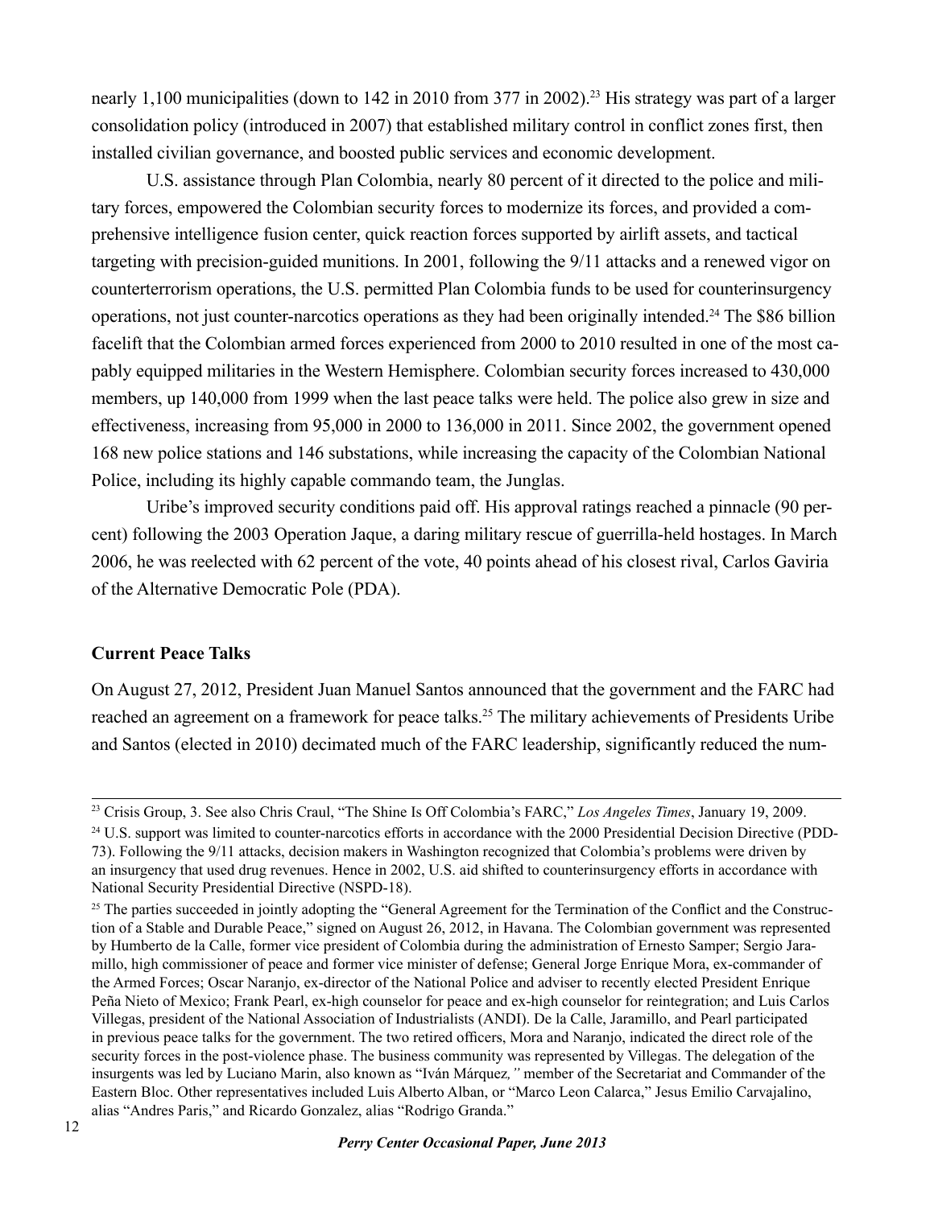nearly 1,100 municipalities (down to 142 in 2010 from 377 in 2002).[23] His strategy was part of a larger consolidation policy (introduced in 2007) that established military control in conflict zones first, then installed civilian governance, and boosted public services and economic development.

U.S. assistance through Plan Colombia, nearly 80 percent of it directed to the police and military forces, empowered the Colombian security forces to modernize its forces, and provided a comprehensive intelligence fusion center, quick reaction forces supported by airlift assets, and tactical targeting with precision-guided munitions. In 2001, following the 9/11 attacks and a renewed vigor on counterterrorism operations, the U.S. permitted Plan Colombia funds to be used for counterinsurgency operations, not just counter-narcotics operations as they had been originally intended.[24] The $86 billion facelift that the Colombian armed forces experienced from 2000 to 2010 resulted in one of the most capably equipped militaries in the Western Hemisphere. Colombian security forces increased to 430,000 members, up 140,000 from 1999 when the last peace talks were held. The police also grew in size and effectiveness, increasing from 95,000 in 2000 to 136,000 in 2011. Since 2002, the government opened 168 new police stations and 146 substations, while increasing the capacity of the Colombian National Police, including its highly capable commando team, the Junglas.

Uribe's improved security conditions paid off. His approval ratings reached a pinnacle (90 percent) following the 2003 Operation Jaque, a daring military rescue of guerrilla-held hostages. In March 2006, he was reelected with 62 percent of the vote, 40 points ahead of his closest rival, Carlos Gaviria of the Alternative Democratic Pole (PDA).

## Current Peace Talks

On August 27, 2012, President Juan Manuel Santos announced that the government and the FARC had reached an agreement on a framework for peace talks.[25] The military achievements of Presidents Uribe and Santos (elected in 2010) decimated much of the FARC leadership, significantly reduced the num-

---

[23] Crisis Group, 3. See also Chris Craul, "The Shine Is Off Colombia's FARC," *Los Angeles Times*, January 19, 2009.

[24] U.S. support was limited to counter-narcotics efforts in accordance with the 2000 Presidential Decision Directive (PDD-73). Following the 9/11 attacks, decision makers in Washington recognized that Colombia's problems were driven by an insurgency that used drug revenues. Hence in 2002, U.S. aid shifted to counterinsurgency efforts in accordance with National Security Presidential Directive (NSPD-18).

[25] The parties succeeded in jointly adopting the "General Agreement for the Termination of the Conflict and the Construction of a Stable and Durable Peace," signed on August 26, 2012, in Havana. The Colombian government was represented by Humberto de la Calle, former vice president of Colombia during the administration of Ernesto Samper; Sergio Jaramillo, high commissioner of peace and former vice minister of defense; General Jorge Enrique Mora, ex-commander of the Armed Forces; Oscar Naranjo, ex-director of the National Police and adviser to recently elected President Enrique Peña Nieto of Mexico; Frank Pearl, ex-high counselor for peace and ex-high counselor for reintegration; and Luis Carlos Villegas, president of the National Association of Industrialists (ANDI). De la Calle, Jaramillo, and Pearl participated in previous peace talks for the government. The two retired officers, Mora and Naranjo, indicated the direct role of the security forces in the post-violence phase. The business community was represented by Villegas. The delegation of the insurgents was led by Luciano Marin, also known as "Iván Márquez," member of the Secretariat and Commander of the Eastern Bloc. Other representatives included Luis Alberto Alban, or "Marco Leon Calarca," Jesus Emilio Carvajalino, alias "Andres Paris," and Ricardo Gonzalez, alias "Rodrigo Granda."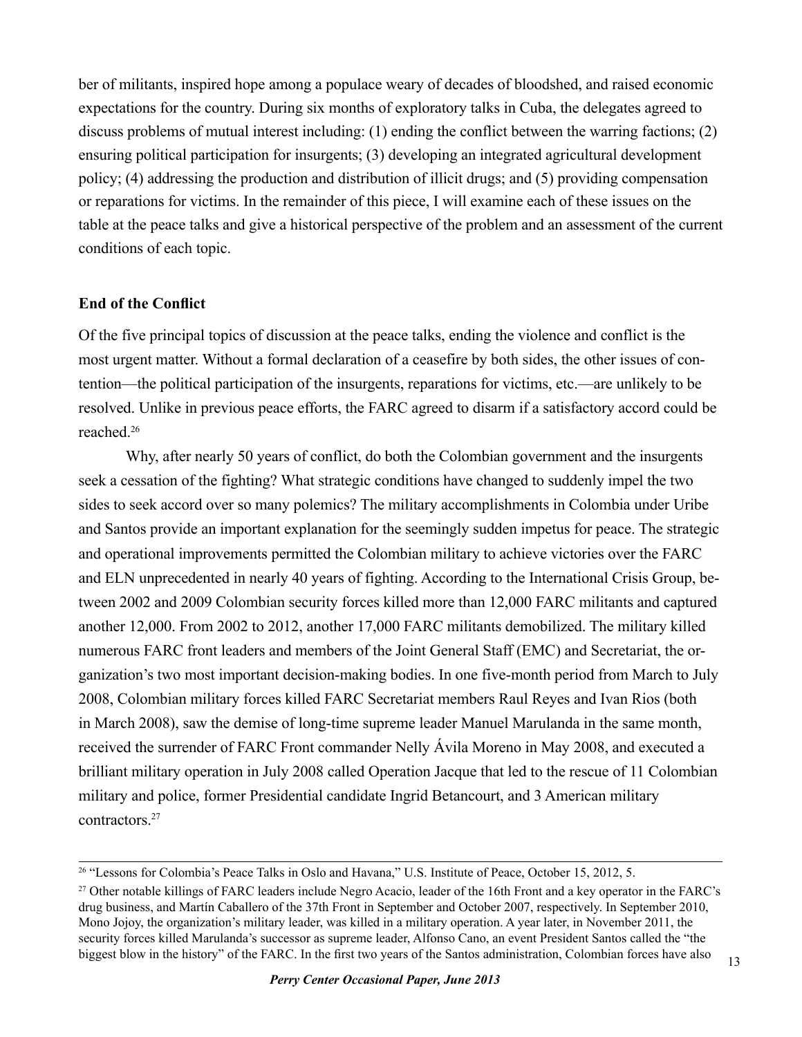ber of militants, inspired hope among a populace weary of decades of bloodshed, and raised economic expectations for the country. During six months of exploratory talks in Cuba, the delegates agreed to discuss problems of mutual interest including: (1) ending the conflict between the warring factions; (2) ensuring political participation for insurgents; (3) developing an integrated agricultural development policy; (4) addressing the production and distribution of illicit drugs; and (5) providing compensation or reparations for victims. In the remainder of this piece, I will examine each of these issues on the table at the peace talks and give a historical perspective of the problem and an assessment of the current conditions of each topic.

## End of the Conflict

Of the five principal topics of discussion at the peace talks, ending the violence and conflict is the most urgent matter. Without a formal declaration of a ceasefire by both sides, the other issues of contention—the political participation of the insurgents, reparations for victims, etc.—are unlikely to be resolved. Unlike in previous peace efforts, the FARC agreed to disarm if a satisfactory accord could be reached.[26]

Why, after nearly 50 years of conflict, do both the Colombian government and the insurgents seek a cessation of the fighting? What strategic conditions have changed to suddenly impel the two sides to seek accord over so many polemics? The military accomplishments in Colombia under Uribe and Santos provide an important explanation for the seemingly sudden impetus for peace. The strategic and operational improvements permitted the Colombian military to achieve victories over the FARC and ELN unprecedented in nearly 40 years of fighting. According to the International Crisis Group, between 2002 and 2009 Colombian security forces killed more than 12,000 FARC militants and captured another 12,000. From 2002 to 2012, another 17,000 FARC militants demobilized. The military killed numerous FARC front leaders and members of the Joint General Staff (EMC) and Secretariat, the organization's two most important decision-making bodies. In one five-month period from March to July 2008, Colombian military forces killed FARC Secretariat members Raul Reyes and Ivan Rios (both in March 2008), saw the demise of long-time supreme leader Manuel Marulanda in the same month, received the surrender of FARC Front commander Nelly Ávila Moreno in May 2008, and executed a brilliant military operation in July 2008 called Operation Jacque that led to the rescue of 11 Colombian military and police, former Presidential candidate Ingrid Betancourt, and 3 American military contractors.[27]

---

[26] "Lessons for Colombia's Peace Talks in Oslo and Havana," U.S. Institute of Peace, October 15, 2012, 5.

[27] Other notable killings of FARC leaders include Negro Acacio, leader of the 16th Front and a key operator in the FARC's drug business, and Martín Caballero of the 37th Front in September and October 2007, respectively. In September 2010, Mono Jojoy, the organization's military leader, was killed in a military operation. A year later, in November 2011, the security forces killed Marulanda's successor as supreme leader, Alfonso Cano, an event President Santos called the "the biggest blow in the history" of the FARC. In the first two years of the Santos administration, Colombian forces have also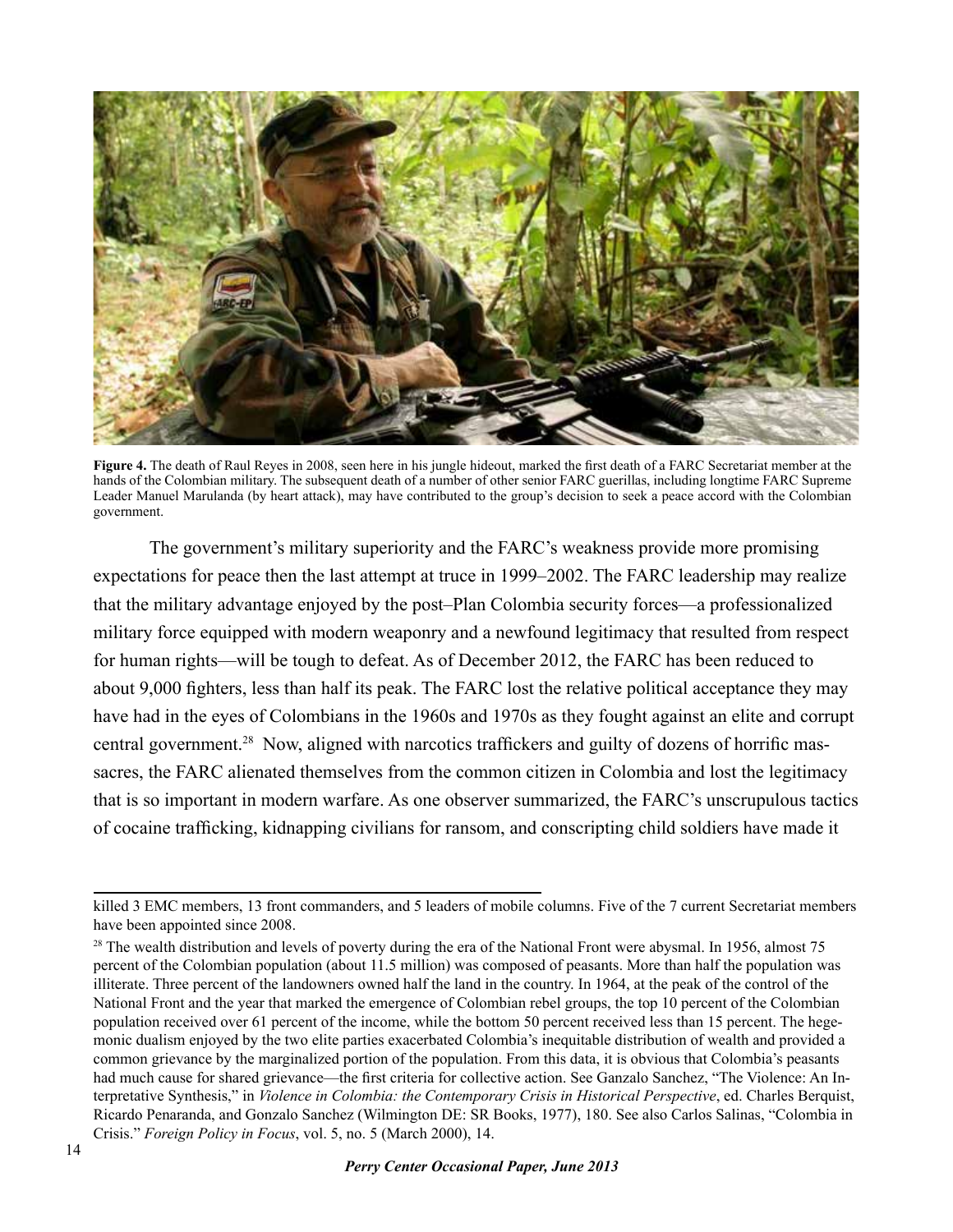**Figure 4.** The death of Raul Reyes in 2008, seen here in his jungle hideout, marked the first death of a FARC Secretariat member at the hands of the Colombian military. The subsequent death of a number of other senior FARC guerillas, including longtime FARC Supreme Leader Manuel Marulanda (by heart attack), may have contributed to the group's decision to seek a peace accord with the Colombian government.

The government's military superiority and the FARC's weakness provide more promising expectations for peace then the last attempt at truce in 1999–2002. The FARC leadership may realize that the military advantage enjoyed by the post–Plan Colombia security forces—a professionalized military force equipped with modern weaponry and a newfound legitimacy that resulted from respect for human rights—will be tough to defeat. As of December 2012, the FARC has been reduced to about 9,000 fighters, less than half its peak. The FARC lost the relative political acceptance they may have had in the eyes of Colombians in the 1960s and 1970s as they fought against an elite and corrupt central government.[28] Now, aligned with narcotics traffickers and guilty of dozens of horrific massacres, the FARC alienated themselves from the common citizen in Colombia and lost the legitimacy that is so important in modern warfare. As one observer summarized, the FARC's unscrupulous tactics of cocaine trafficking, kidnapping civilians for ransom, and conscripting child soldiers have made it

---

killed 3 EMC members, 13 front commanders, and 5 leaders of mobile columns. Five of the 7 current Secretariat members have been appointed since 2008.

[28] The wealth distribution and levels of poverty during the era of the National Front were abysmal. In 1956, almost 75 percent of the Colombian population (about 11.5 million) was composed of peasants. More than half the population was illiterate. Three percent of the landowners owned half the land in the country. In 1964, at the peak of the control of the National Front and the year that marked the emergence of Colombian rebel groups, the top 10 percent of the Colombian population received over 61 percent of the income, while the bottom 50 percent received less than 15 percent. The hegemonic dualism enjoyed by the two elite parties exacerbated Colombia's inequitable distribution of wealth and provided a common grievance by the marginalized portion of the population. From this data, it is obvious that Colombia's peasants had much cause for shared grievance—the first criteria for collective action. See Ganzalo Sanchez, "The Violence: An Interpretative Synthesis," in *Violence in Colombia: the Contemporary Crisis in Historical Perspective*, ed. Charles Berquist, Ricardo Penaranda, and Gonzalo Sanchez (Wilmington DE: SR Books, 1977), 180. See also Carlos Salinas, "Colombia in Crisis." *Foreign Policy in Focus*, vol. 5, no. 5 (March 2000), 14.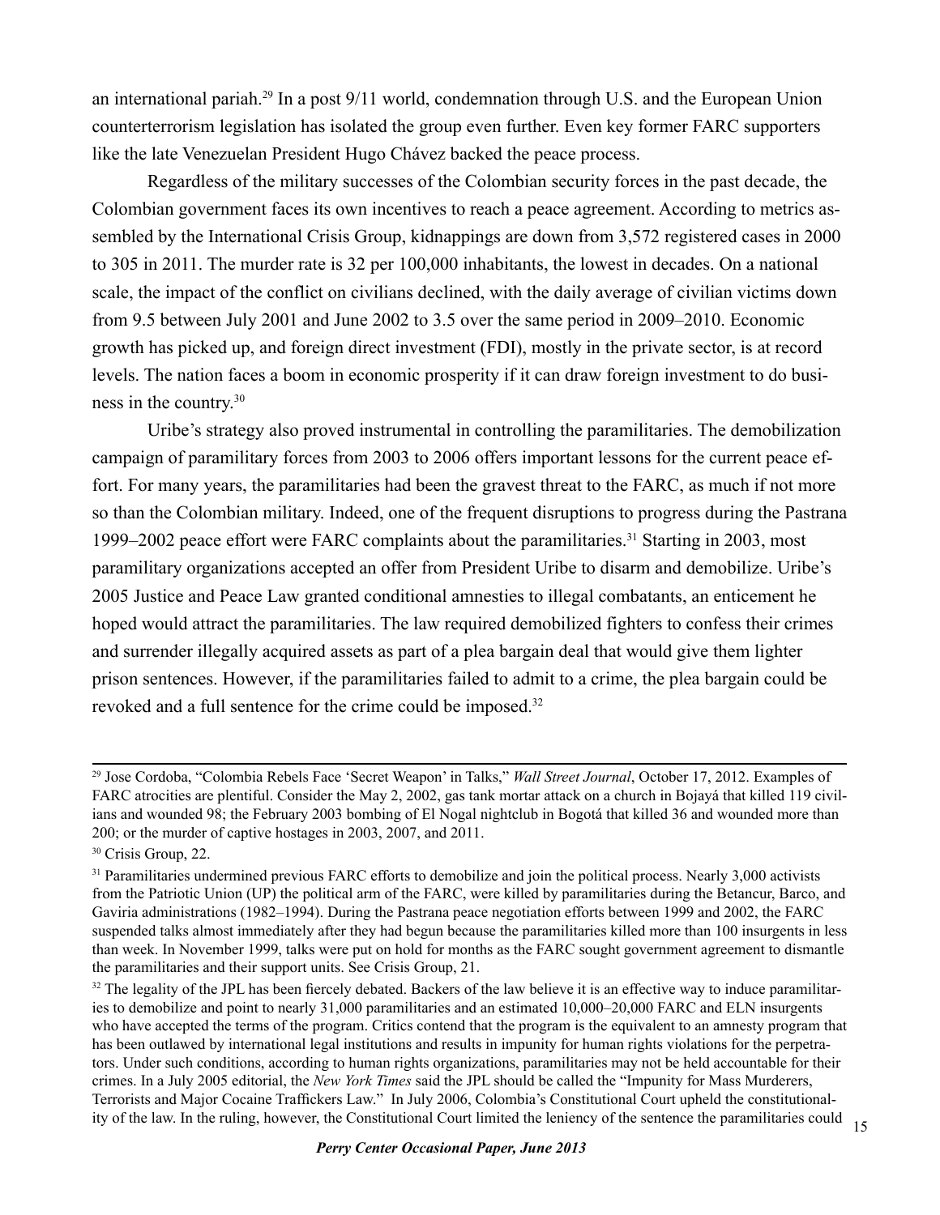an international pariah.[29] In a post 9/11 world, condemnation through U.S. and the European Union counterterrorism legislation has isolated the group even further. Even key former FARC supporters like the late Venezuelan President Hugo Chávez backed the peace process.

Regardless of the military successes of the Colombian security forces in the past decade, the Colombian government faces its own incentives to reach a peace agreement. According to metrics assembled by the International Crisis Group, kidnappings are down from 3,572 registered cases in 2000 to 305 in 2011. The murder rate is 32 per 100,000 inhabitants, the lowest in decades. On a national scale, the impact of the conflict on civilians declined, with the daily average of civilian victims down from 9.5 between July 2001 and June 2002 to 3.5 over the same period in 2009–2010. Economic growth has picked up, and foreign direct investment (FDI), mostly in the private sector, is at record levels. The nation faces a boom in economic prosperity if it can draw foreign investment to do business in the country.[30]

Uribe's strategy also proved instrumental in controlling the paramilitaries. The demobilization campaign of paramilitary forces from 2003 to 2006 offers important lessons for the current peace effort. For many years, the paramilitaries had been the gravest threat to the FARC, as much if not more so than the Colombian military. Indeed, one of the frequent disruptions to progress during the Pastrana 1999–2002 peace effort were FARC complaints about the paramilitaries.[31] Starting in 2003, most paramilitary organizations accepted an offer from President Uribe to disarm and demobilize. Uribe's 2005 Justice and Peace Law granted conditional amnesties to illegal combatants, an enticement he hoped would attract the paramilitaries. The law required demobilized fighters to confess their crimes and surrender illegally acquired assets as part of a plea bargain deal that would give them lighter prison sentences. However, if the paramilitaries failed to admit to a crime, the plea bargain could be revoked and a full sentence for the crime could be imposed.[32]

---

[29] Jose Cordoba, "Colombia Rebels Face 'Secret Weapon' in Talks," *Wall Street Journal*, October 17, 2012. Examples of FARC atrocities are plentiful. Consider the May 2, 2002, gas tank mortar attack on a church in Bojayá that killed 119 civilians and wounded 98; the February 2003 bombing of El Nogal nightclub in Bogotá that killed 36 and wounded more than 200; or the murder of captive hostages in 2003, 2007, and 2011.

[30] Crisis Group, 22.

[31] Paramilitaries undermined previous FARC efforts to demobilize and join the political process. Nearly 3,000 activists from the Patriotic Union (UP) the political arm of the FARC, were killed by paramilitaries during the Betancur, Barco, and Gaviria administrations (1982–1994). During the Pastrana peace negotiation efforts between 1999 and 2002, the FARC suspended talks almost immediately after they had begun because the paramilitaries killed more than 100 insurgents in less than week. In November 1999, talks were put on hold for months as the FARC sought government agreement to dismantle the paramilitaries and their support units. See Crisis Group, 21.

[32] The legality of the JPL has been fiercely debated. Backers of the law believe it is an effective way to induce paramilitaries to demobilize and point to nearly 31,000 paramilitaries and an estimated 10,000–20,000 FARC and ELN insurgents who have accepted the terms of the program. Critics contend that the program is the equivalent to an amnesty program that has been outlawed by international legal institutions and results in impunity for human rights violations for the perpetrators. Under such conditions, according to human rights organizations, paramilitaries may not be held accountable for their crimes. In a July 2005 editorial, the *New York Times* said the JPL should be called the "Impunity for Mass Murderers, Terrorists and Major Cocaine Traffickers Law." In July 2006, Colombia's Constitutional Court upheld the constitutionality of the law. In the ruling, however, the Constitutional Court limited the leniency of the sentence the paramilitaries could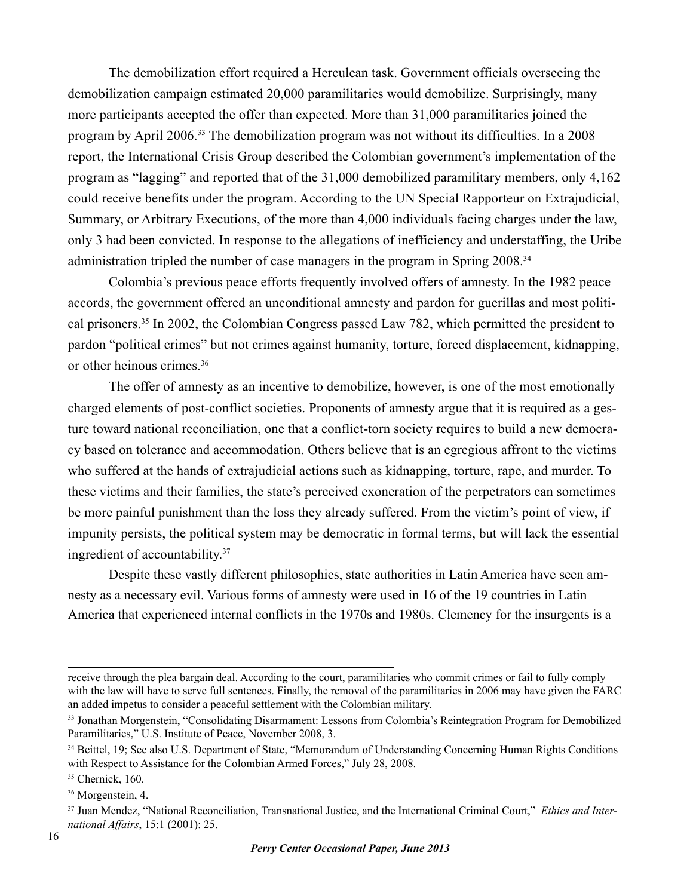The demobilization effort required a Herculean task. Government officials overseeing the demobilization campaign estimated 20,000 paramilitaries would demobilize. Surprisingly, many more participants accepted the offer than expected. More than 31,000 paramilitaries joined the program by April 2006.[33] The demobilization program was not without its difficulties. In a 2008 report, the International Crisis Group described the Colombian government's implementation of the program as "lagging" and reported that of the 31,000 demobilized paramilitary members, only 4,162 could receive benefits under the program. According to the UN Special Rapporteur on Extrajudicial, Summary, or Arbitrary Executions, of the more than 4,000 individuals facing charges under the law, only 3 had been convicted. In response to the allegations of inefficiency and understaffing, the Uribe administration tripled the number of case managers in the program in Spring 2008.[34]

Colombia's previous peace efforts frequently involved offers of amnesty. In the 1982 peace accords, the government offered an unconditional amnesty and pardon for guerillas and most political prisoners.[35] In 2002, the Colombian Congress passed Law 782, which permitted the president to pardon "political crimes" but not crimes against humanity, torture, forced displacement, kidnapping, or other heinous crimes.[36]

The offer of amnesty as an incentive to demobilize, however, is one of the most emotionally charged elements of post-conflict societies. Proponents of amnesty argue that it is required as a gesture toward national reconciliation, one that a conflict-torn society requires to build a new democracy based on tolerance and accommodation. Others believe that is an egregious affront to the victims who suffered at the hands of extrajudicial actions such as kidnapping, torture, rape, and murder. To these victims and their families, the state's perceived exoneration of the perpetrators can sometimes be more painful punishment than the loss they already suffered. From the victim's point of view, if impunity persists, the political system may be democratic in formal terms, but will lack the essential ingredient of accountability.[37]

Despite these vastly different philosophies, state authorities in Latin America have seen amnesty as a necessary evil. Various forms of amnesty were used in 16 of the 19 countries in Latin America that experienced internal conflicts in the 1970s and 1980s. Clemency for the insurgents is a

---

receive through the plea bargain deal. According to the court, paramilitaries who commit crimes or fail to fully comply with the law will have to serve full sentences. Finally, the removal of the paramilitaries in 2006 may have given the FARC an added impetus to consider a peaceful settlement with the Colombian military.

[33] Jonathan Morgenstein, "Consolidating Disarmament: Lessons from Colombia's Reintegration Program for Demobilized Paramilitaries," U.S. Institute of Peace, November 2008, 3.

[34] Beittel, 19; See also U.S. Department of State, "Memorandum of Understanding Concerning Human Rights Conditions with Respect to Assistance for the Colombian Armed Forces," July 28, 2008.

[35] Chernick, 160.

[36] Morgenstein, 4.

[37] Juan Mendez, "National Reconciliation, Transnational Justice, and the International Criminal Court," *Ethics and International Affairs*, 15:1 (2001): 25.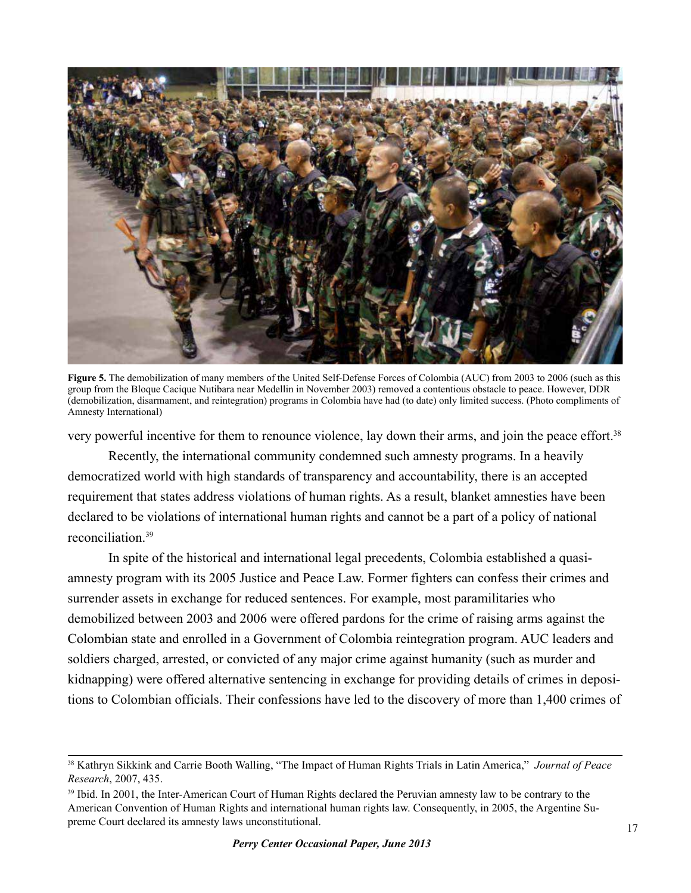**Figure 5.** The demobilization of many members of the United Self-Defense Forces of Colombia (AUC) from 2003 to 2006 (such as this group from the Bloque Cacique Nutibara near Medellin in November 2003) removed a contentious obstacle to peace. However, DDR (demobilization, disarmament, and reintegration) programs in Colombia have had (to date) only limited success. (Photo compliments of Amnesty International)

very powerful incentive for them to renounce violence, lay down their arms, and join the peace effort.[38]

Recently, the international community condemned such amnesty programs. In a heavily democratized world with high standards of transparency and accountability, there is an accepted requirement that states address violations of human rights. As a result, blanket amnesties have been declared to be violations of international human rights and cannot be a part of a policy of national reconciliation.[39]

In spite of the historical and international legal precedents, Colombia established a quasi-amnesty program with its 2005 Justice and Peace Law. Former fighters can confess their crimes and surrender assets in exchange for reduced sentences. For example, most paramilitaries who demobilized between 2003 and 2006 were offered pardons for the crime of raising arms against the Colombian state and enrolled in a Government of Colombia reintegration program. AUC leaders and soldiers charged, arrested, or convicted of any major crime against humanity (such as murder and kidnapping) were offered alternative sentencing in exchange for providing details of crimes in depositions to Colombian officials. Their confessions have led to the discovery of more than 1,400 crimes of

---

[38] Kathryn Sikkink and Carrie Booth Walling, "The Impact of Human Rights Trials in Latin America," *Journal of Peace Research*, 2007, 435.

[39] Ibid. In 2001, the Inter-American Court of Human Rights declared the Peruvian amnesty law to be contrary to the American Convention of Human Rights and international human rights law. Consequently, in 2005, the Argentine Supreme Court declared its amnesty laws unconstitutional.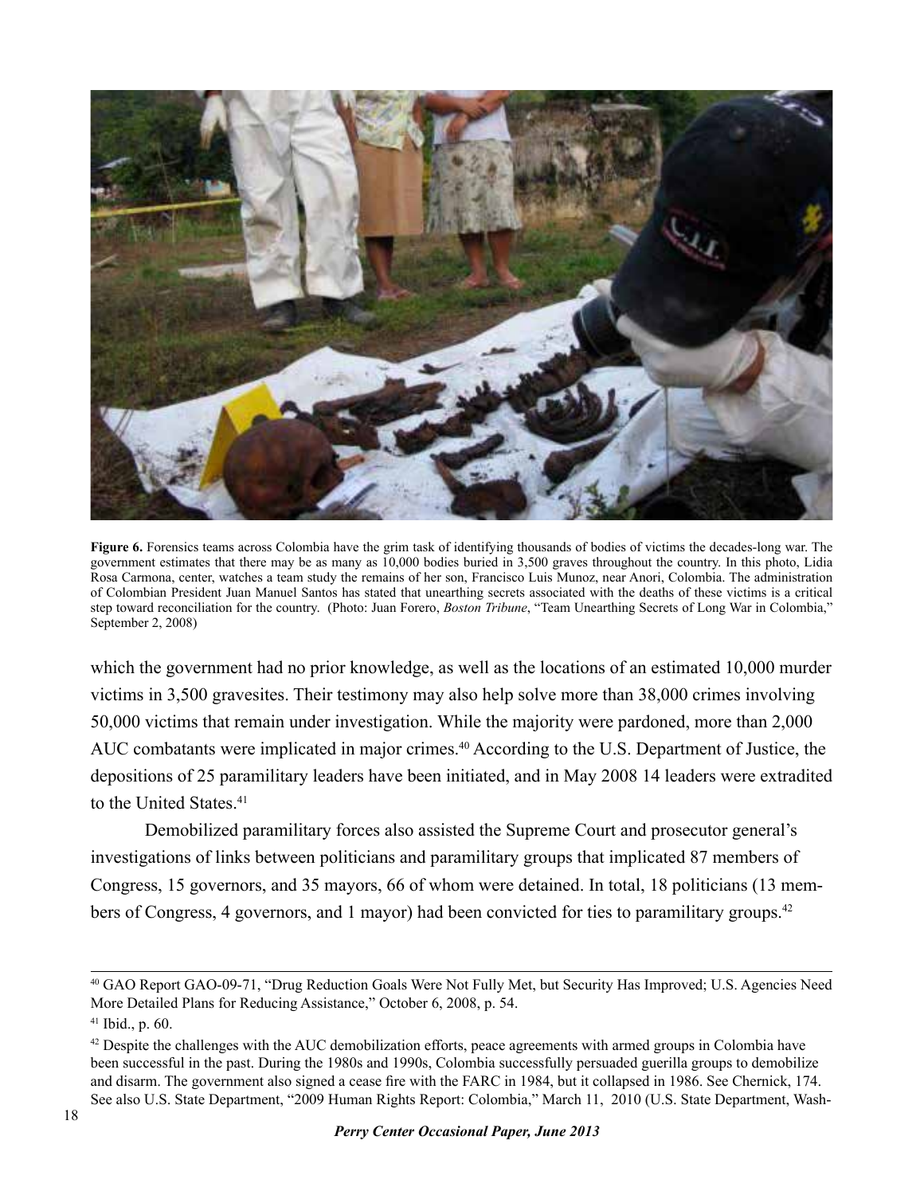**Figure 6.** Forensics teams across Colombia have the grim task of identifying thousands of bodies of victims the decades-long war. The government estimates that there may be as many as 10,000 bodies buried in 3,500 graves throughout the country. In this photo, Lidia Rosa Carmona, center, watches a team study the remains of her son, Francisco Luis Munoz, near Anori, Colombia. The administration of Colombian President Juan Manuel Santos has stated that unearthing secrets associated with the deaths of these victims is a critical step toward reconciliation for the country. (Photo: Juan Forero, *Boston Tribune*, "Team Unearthing Secrets of Long War in Colombia," September 2, 2008)

which the government had no prior knowledge, as well as the locations of an estimated 10,000 murder victims in 3,500 gravesites. Their testimony may also help solve more than 38,000 crimes involving 50,000 victims that remain under investigation. While the majority were pardoned, more than 2,000 AUC combatants were implicated in major crimes.[40] According to the U.S. Department of Justice, the depositions of 25 paramilitary leaders have been initiated, and in May 2008 14 leaders were extradited to the United States.[41]

Demobilized paramilitary forces also assisted the Supreme Court and prosecutor general's investigations of links between politicians and paramilitary groups that implicated 87 members of Congress, 15 governors, and 35 mayors, 66 of whom were detained. In total, 18 politicians (13 members of Congress, 4 governors, and 1 mayor) had been convicted for ties to paramilitary groups.[42]

---

[40] GAO Report GAO-09-71, "Drug Reduction Goals Were Not Fully Met, but Security Has Improved; U.S. Agencies Need More Detailed Plans for Reducing Assistance," October 6, 2008, p. 54.

[41] Ibid., p. 60.

[42] Despite the challenges with the AUC demobilization efforts, peace agreements with armed groups in Colombia have been successful in the past. During the 1980s and 1990s, Colombia successfully persuaded guerilla groups to demobilize and disarm. The government also signed a cease fire with the FARC in 1984, but it collapsed in 1986. See Chernick, 174. See also U.S. State Department, "2009 Human Rights Report: Colombia," March 11, 2010 (U.S. State Department, Wash-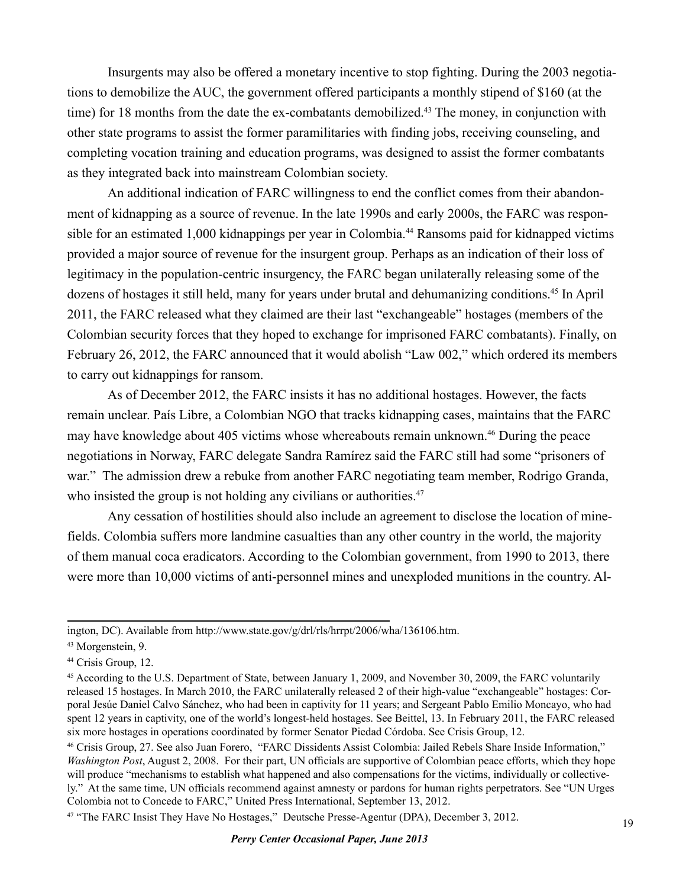Insurgents may also be offered a monetary incentive to stop fighting. During the 2003 negotiations to demobilize the AUC, the government offered participants a monthly stipend of $160 (at the time) for 18 months from the date the ex-combatants demobilized.[43] The money, in conjunction with other state programs to assist the former paramilitaries with finding jobs, receiving counseling, and completing vocation training and education programs, was designed to assist the former combatants as they integrated back into mainstream Colombian society.

An additional indication of FARC willingness to end the conflict comes from their abandonment of kidnapping as a source of revenue. In the late 1990s and early 2000s, the FARC was responsible for an estimated 1,000 kidnappings per year in Colombia.[44] Ransoms paid for kidnapped victims provided a major source of revenue for the insurgent group. Perhaps as an indication of their loss of legitimacy in the population-centric insurgency, the FARC began unilaterally releasing some of the dozens of hostages it still held, many for years under brutal and dehumanizing conditions.[45] In April 2011, the FARC released what they claimed are their last "exchangeable" hostages (members of the Colombian security forces that they hoped to exchange for imprisoned FARC combatants). Finally, on February 26, 2012, the FARC announced that it would abolish "Law 002," which ordered its members to carry out kidnappings for ransom.

As of December 2012, the FARC insists it has no additional hostages. However, the facts remain unclear. País Libre, a Colombian NGO that tracks kidnapping cases, maintains that the FARC may have knowledge about 405 victims whose whereabouts remain unknown.[46] During the peace negotiations in Norway, FARC delegate Sandra Ramírez said the FARC still had some "prisoners of war." The admission drew a rebuke from another FARC negotiating team member, Rodrigo Granda, who insisted the group is not holding any civilians or authorities.[47]

Any cessation of hostilities should also include an agreement to disclose the location of minefields. Colombia suffers more landmine casualties than any other country in the world, the majority of them manual coca eradicators. According to the Colombian government, from 1990 to 2013, there were more than 10,000 victims of anti-personnel mines and unexploded munitions in the country. Al-

---

ington, DC). Available from http://www.state.gov/g/drl/rls/hrrpt/2006/wha/136106.htm.

[43] Morgenstein, 9.

[44] Crisis Group, 12.

[45] According to the U.S. Department of State, between January 1, 2009, and November 30, 2009, the FARC voluntarily released 15 hostages. In March 2010, the FARC unilaterally released 2 of their high-value "exchangeable" hostages: Corporal Jesúe Daniel Calvo Sánchez, who had been in captivity for 11 years; and Sergeant Pablo Emilio Moncayo, who had spent 12 years in captivity, one of the world's longest-held hostages. See Beittel, 13. In February 2011, the FARC released six more hostages in operations coordinated by former Senator Piedad Córdoba. See Crisis Group, 12.

[46] Crisis Group, 27. See also Juan Forero, "FARC Dissidents Assist Colombia: Jailed Rebels Share Inside Information," *Washington Post*, August 2, 2008. For their part, UN officials are supportive of Colombian peace efforts, which they hope will produce "mechanisms to establish what happened and also compensations for the victims, individually or collectively." At the same time, UN officials recommend against amnesty or pardons for human rights perpetrators. See "UN Urges Colombia not to Concede to FARC," United Press International, September 13, 2012.

[47] "The FARC Insist They Have No Hostages," Deutsche Presse-Agentur (DPA), December 3, 2012.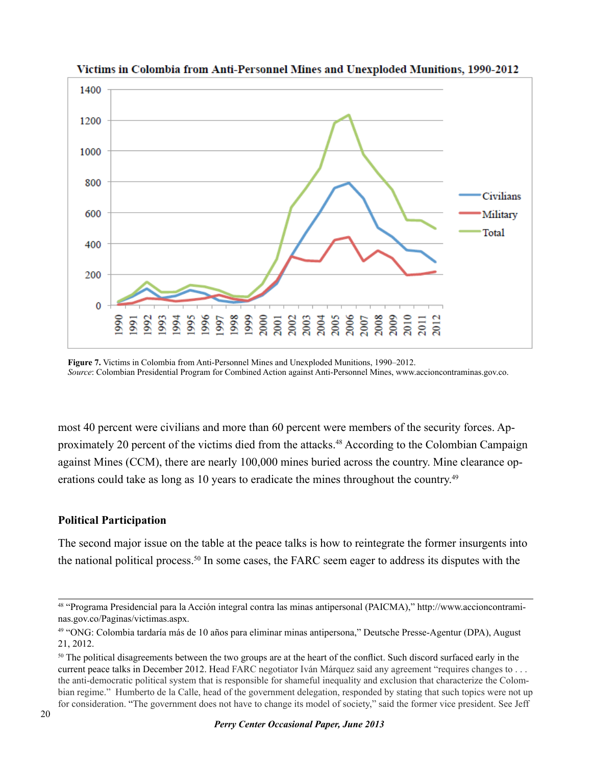**Figure 7.** Victims in Colombia from Anti-Personnel Mines and Unexploded Munitions, 1990–2012.
*Source*: Colombian Presidential Program for Combined Action against Anti-Personnel Mines, www.accioncontraminas.gov.co.

most 40 percent were civilians and more than 60 percent were members of the security forces. Approximately 20 percent of the victims died from the attacks.[48] According to the Colombian Campaign against Mines (CCM), there are nearly 100,000 mines buried across the country. Mine clearance operations could take as long as 10 years to eradicate the mines throughout the country.[49]

### Political Participation

The second major issue on the table at the peace talks is how to reintegrate the former insurgents into the national political process.[50] In some cases, the FARC seem eager to address its disputes with the

---

[48] "Programa Presidencial para la Acción integral contra las minas antipersonal (PAICMA)," http://www.accioncontraminas.gov.co/Paginas/victimas.aspx.

[49] "ONG: Colombia tardaría más de 10 años para eliminar minas antipersona," Deutsche Presse-Agentur (DPA), August 21, 2012.

[50] The political disagreements between the two groups are at the heart of the conflict. Such discord surfaced early in the current peace talks in December 2012. Head FARC negotiator Iván Márquez said any agreement "requires changes to . . . the anti-democratic political system that is responsible for shameful inequality and exclusion that characterize the Colombian regime." Humberto de la Calle, head of the government delegation, responded by stating that such topics were not up for consideration. "The government does not have to change its model of society," said the former vice president. See Jeff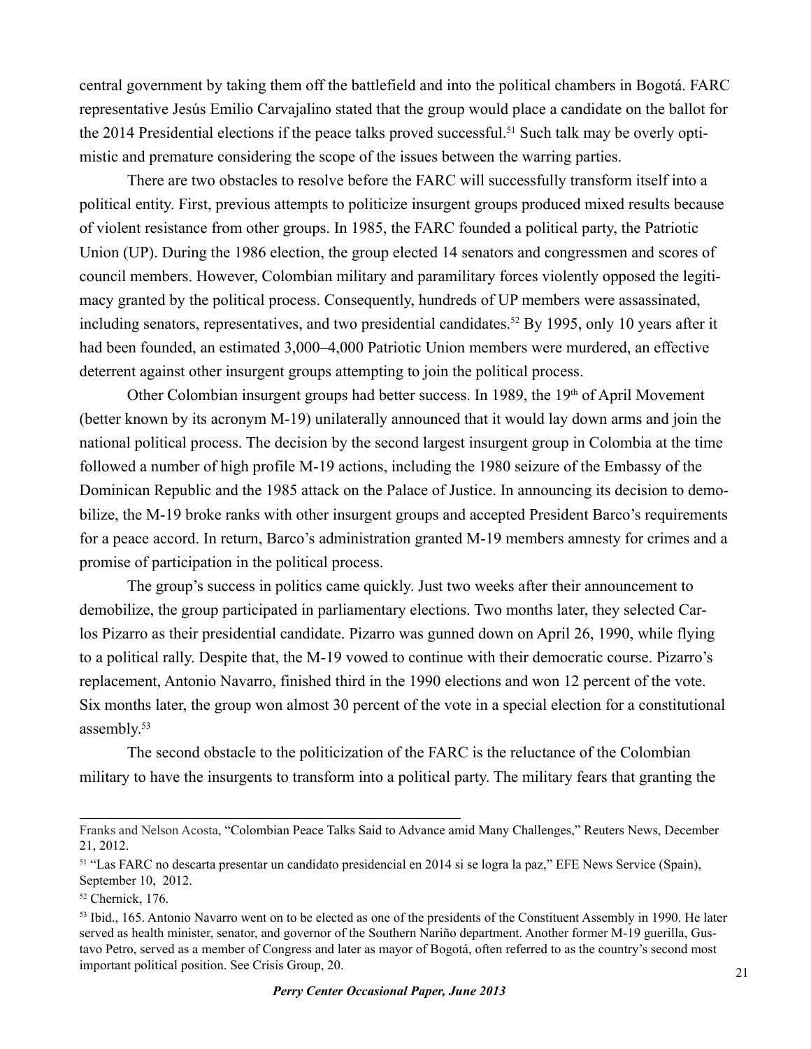central government by taking them off the battlefield and into the political chambers in Bogotá. FARC representative Jesús Emilio Carvajalino stated that the group would place a candidate on the ballot for the 2014 Presidential elections if the peace talks proved successful.[51] Such talk may be overly optimistic and premature considering the scope of the issues between the warring parties.

There are two obstacles to resolve before the FARC will successfully transform itself into a political entity. First, previous attempts to politicize insurgent groups produced mixed results because of violent resistance from other groups. In 1985, the FARC founded a political party, the Patriotic Union (UP). During the 1986 election, the group elected 14 senators and congressmen and scores of council members. However, Colombian military and paramilitary forces violently opposed the legitimacy granted by the political process. Consequently, hundreds of UP members were assassinated, including senators, representatives, and two presidential candidates.[52] By 1995, only 10 years after it had been founded, an estimated 3,000–4,000 Patriotic Union members were murdered, an effective deterrent against other insurgent groups attempting to join the political process.

Other Colombian insurgent groups had better success. In 1989, the 19th of April Movement (better known by its acronym M-19) unilaterally announced that it would lay down arms and join the national political process. The decision by the second largest insurgent group in Colombia at the time followed a number of high profile M-19 actions, including the 1980 seizure of the Embassy of the Dominican Republic and the 1985 attack on the Palace of Justice. In announcing its decision to demobilize, the M-19 broke ranks with other insurgent groups and accepted President Barco's requirements for a peace accord. In return, Barco's administration granted M-19 members amnesty for crimes and a promise of participation in the political process.

The group's success in politics came quickly. Just two weeks after their announcement to demobilize, the group participated in parliamentary elections. Two months later, they selected Carlos Pizarro as their presidential candidate. Pizarro was gunned down on April 26, 1990, while flying to a political rally. Despite that, the M-19 vowed to continue with their democratic course. Pizarro's replacement, Antonio Navarro, finished third in the 1990 elections and won 12 percent of the vote. Six months later, the group won almost 30 percent of the vote in a special election for a constitutional assembly.[53]

The second obstacle to the politicization of the FARC is the reluctance of the Colombian military to have the insurgents to transform into a political party. The military fears that granting the

---

Franks and Nelson Acosta, "Colombian Peace Talks Said to Advance amid Many Challenges," Reuters News, December 21, 2012.

[51] "Las FARC no descarta presentar un candidato presidencial en 2014 si se logra la paz," EFE News Service (Spain), September 10, 2012.

[52] Chernick, 176.

[53] Ibid., 165. Antonio Navarro went on to be elected as one of the presidents of the Constituent Assembly in 1990. He later served as health minister, senator, and governor of the Southern Nariño department. Another former M-19 guerilla, Gustavo Petro, served as a member of Congress and later as mayor of Bogotá, often referred to as the country's second most important political position. See Crisis Group, 20.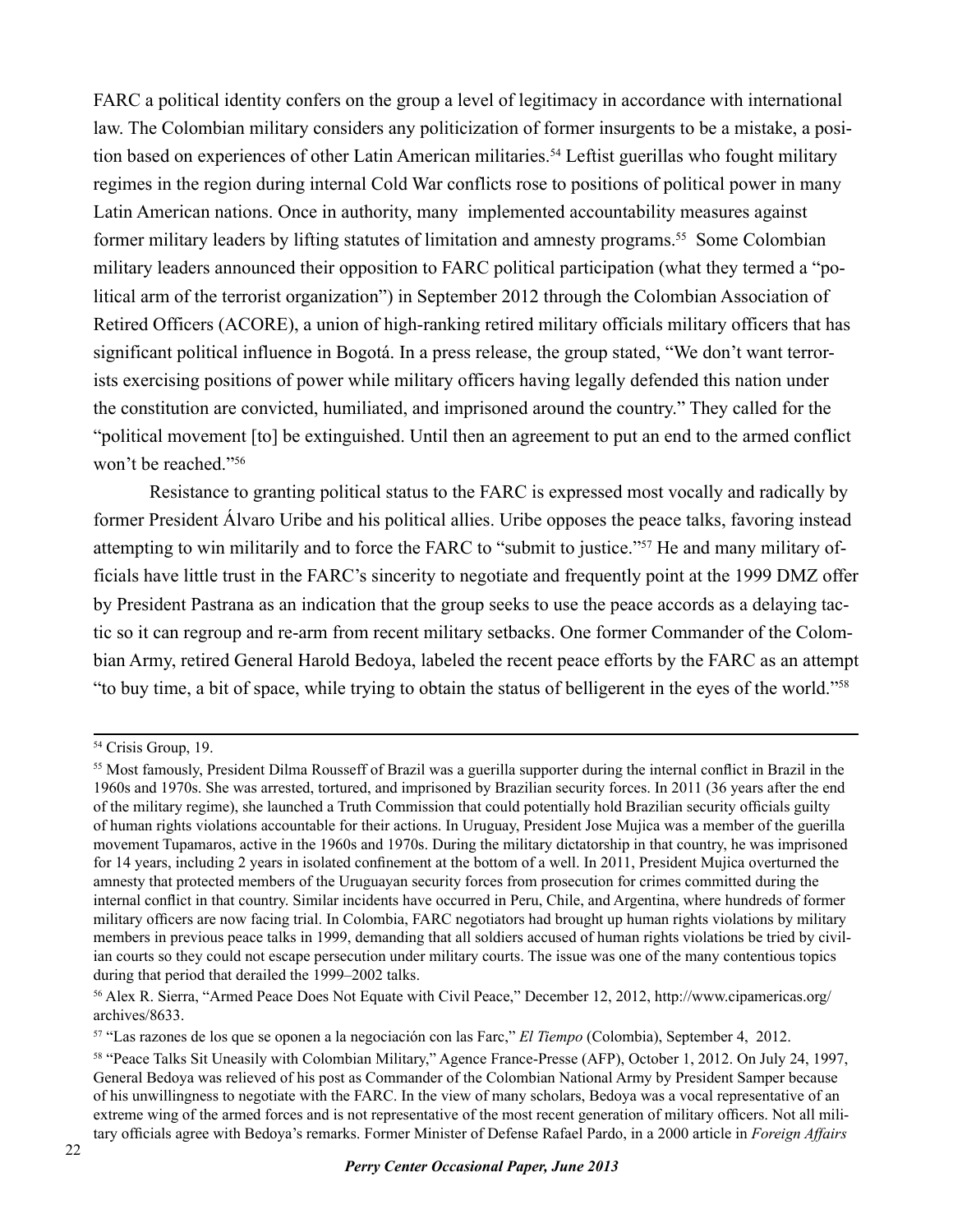FARC a political identity confers on the group a level of legitimacy in accordance with international law. The Colombian military considers any politicization of former insurgents to be a mistake, a position based on experiences of other Latin American militaries.[54] Leftist guerillas who fought military regimes in the region during internal Cold War conflicts rose to positions of political power in many Latin American nations. Once in authority, many implemented accountability measures against former military leaders by lifting statutes of limitation and amnesty programs.[55] Some Colombian military leaders announced their opposition to FARC political participation (what they termed a "political arm of the terrorist organization") in September 2012 through the Colombian Association of Retired Officers (ACORE), a union of high-ranking retired military officials military officers that has significant political influence in Bogotá. In a press release, the group stated, "We don't want terrorists exercising positions of power while military officers having legally defended this nation under the constitution are convicted, humiliated, and imprisoned around the country." They called for the "political movement [to] be extinguished. Until then an agreement to put an end to the armed conflict won't be reached."[56]

Resistance to granting political status to the FARC is expressed most vocally and radically by former President Álvaro Uribe and his political allies. Uribe opposes the peace talks, favoring instead attempting to win militarily and to force the FARC to "submit to justice."[57] He and many military officials have little trust in the FARC's sincerity to negotiate and frequently point at the 1999 DMZ offer by President Pastrana as an indication that the group seeks to use the peace accords as a delaying tactic so it can regroup and re-arm from recent military setbacks. One former Commander of the Colombian Army, retired General Harold Bedoya, labeled the recent peace efforts by the FARC as an attempt "to buy time, a bit of space, while trying to obtain the status of belligerent in the eyes of the world."[58]

---

[54] Crisis Group, 19.

[55] Most famously, President Dilma Rousseff of Brazil was a guerilla supporter during the internal conflict in Brazil in the 1960s and 1970s. She was arrested, tortured, and imprisoned by Brazilian security forces. In 2011 (36 years after the end of the military regime), she launched a Truth Commission that could potentially hold Brazilian security officials guilty of human rights violations accountable for their actions. In Uruguay, President Jose Mujica was a member of the guerilla movement Tupamaros, active in the 1960s and 1970s. During the military dictatorship in that country, he was imprisoned for 14 years, including 2 years in isolated confinement at the bottom of a well. In 2011, President Mujica overturned the amnesty that protected members of the Uruguayan security forces from prosecution for crimes committed during the internal conflict in that country. Similar incidents have occurred in Peru, Chile, and Argentina, where hundreds of former military officers are now facing trial. In Colombia, FARC negotiators had brought up human rights violations by military members in previous peace talks in 1999, demanding that all soldiers accused of human rights violations be tried by civilian courts so they could not escape persecution under military courts. The issue was one of the many contentious topics during that period that derailed the 1999–2002 talks.

[56] Alex R. Sierra, "Armed Peace Does Not Equate with Civil Peace," December 12, 2012, http://www.cipamericas.org/archives/8633.

[57] "Las razones de los que se oponen a la negociación con las Farc," *El Tiempo* (Colombia), September 4, 2012.

[58] "Peace Talks Sit Uneasily with Colombian Military," Agence France-Presse (AFP), October 1, 2012. On July 24, 1997, General Bedoya was relieved of his post as Commander of the Colombian National Army by President Samper because of his unwillingness to negotiate with the FARC. In the view of many scholars, Bedoya was a vocal representative of an extreme wing of the armed forces and is not representative of the most recent generation of military officers. Not all military officials agree with Bedoya's remarks. Former Minister of Defense Rafael Pardo, in a 2000 article in *Foreign Affairs*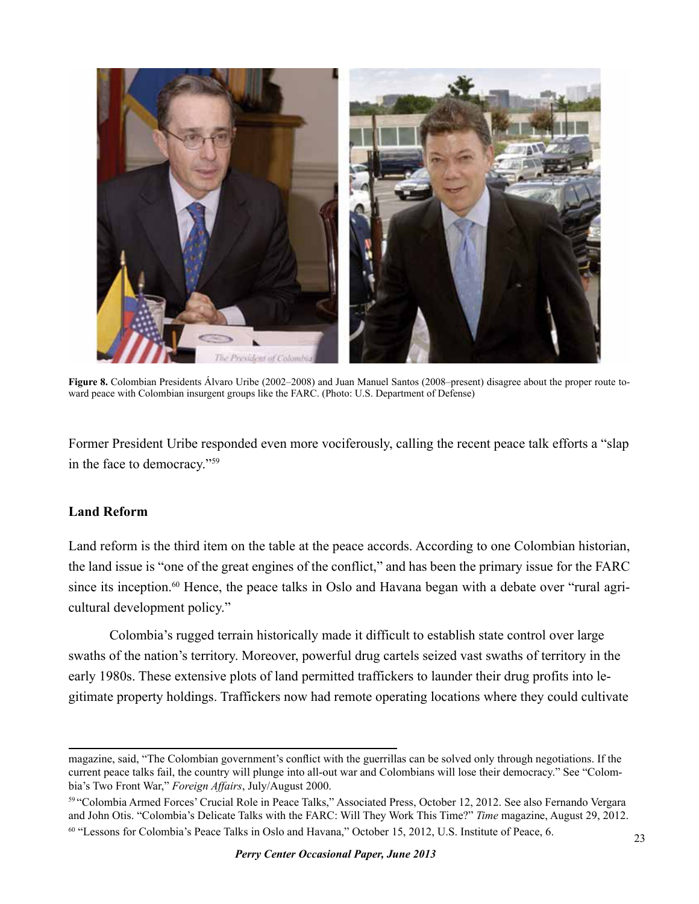**Figure 8.** Colombian Presidents Álvaro Uribe (2002–2008) and Juan Manuel Santos (2008–present) disagree about the proper route toward peace with Colombian insurgent groups like the FARC. (Photo: U.S. Department of Defense)

Former President Uribe responded even more vociferously, calling the recent peace talk efforts a "slap in the face to democracy."[59]

## Land Reform

Land reform is the third item on the table at the peace accords. According to one Colombian historian, the land issue is "one of the great engines of the conflict," and has been the primary issue for the FARC since its inception.[60] Hence, the peace talks in Oslo and Havana began with a debate over "rural agricultural development policy."

Colombia's rugged terrain historically made it difficult to establish state control over large swaths of the nation's territory. Moreover, powerful drug cartels seized vast swaths of territory in the early 1980s. These extensive plots of land permitted traffickers to launder their drug profits into legitimate property holdings. Traffickers now had remote operating locations where they could cultivate

---

magazine, said, "The Colombian government's conflict with the guerrillas can be solved only through negotiations. If the current peace talks fail, the country will plunge into all-out war and Colombians will lose their democracy." See "Colombia's Two Front War," *Foreign Affairs*, July/August 2000.

[59] "Colombia Armed Forces' Crucial Role in Peace Talks," Associated Press, October 12, 2012. See also Fernando Vergara and John Otis. "Colombia's Delicate Talks with the FARC: Will They Work This Time?" *Time* magazine, August 29, 2012.

[60] "Lessons for Colombia's Peace Talks in Oslo and Havana," October 15, 2012, U.S. Institute of Peace, 6.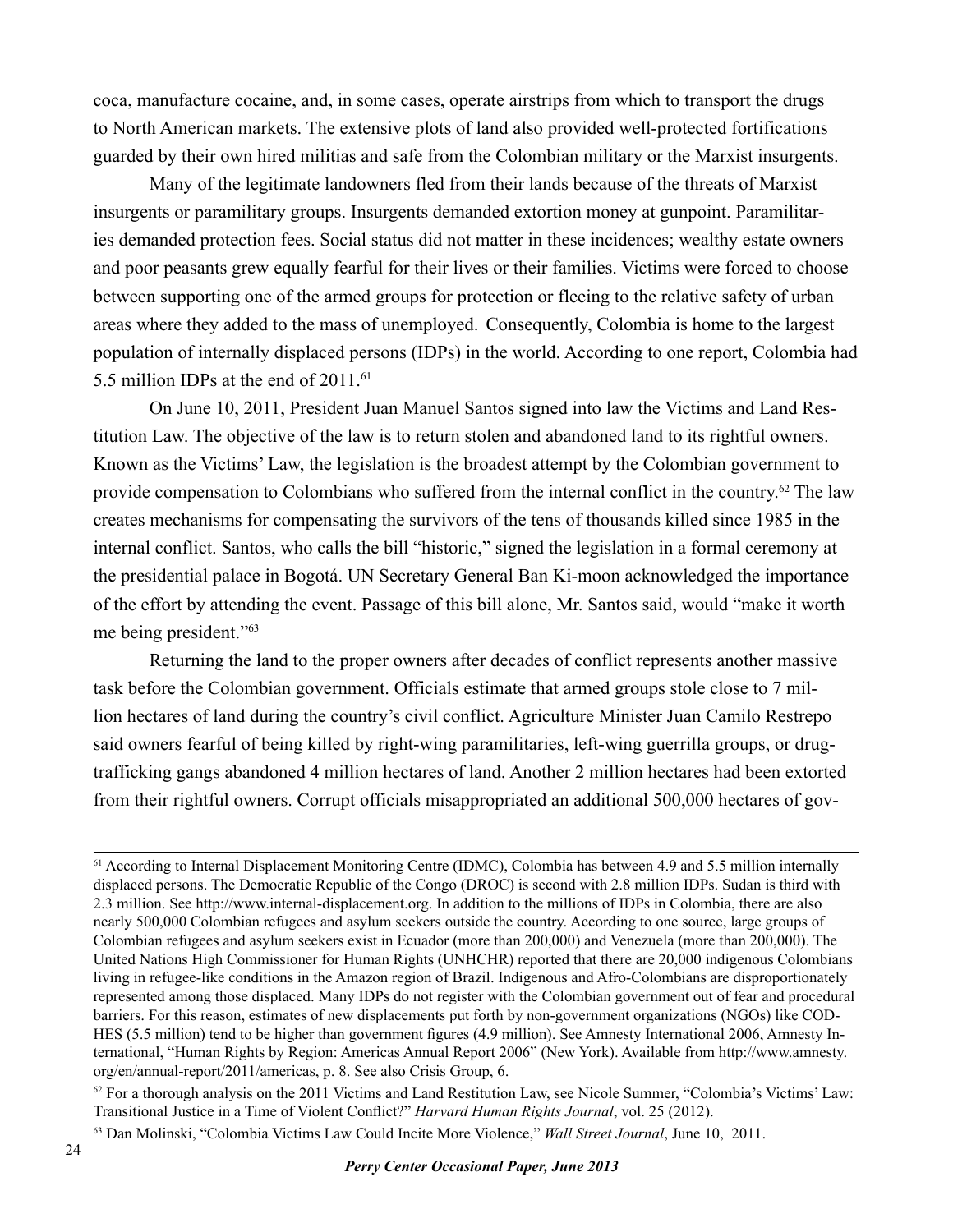coca, manufacture cocaine, and, in some cases, operate airstrips from which to transport the drugs to North American markets. The extensive plots of land also provided well-protected fortifications guarded by their own hired militias and safe from the Colombian military or the Marxist insurgents.

Many of the legitimate landowners fled from their lands because of the threats of Marxist insurgents or paramilitary groups. Insurgents demanded extortion money at gunpoint. Paramilitaries demanded protection fees. Social status did not matter in these incidences; wealthy estate owners and poor peasants grew equally fearful for their lives or their families. Victims were forced to choose between supporting one of the armed groups for protection or fleeing to the relative safety of urban areas where they added to the mass of unemployed. Consequently, Colombia is home to the largest population of internally displaced persons (IDPs) in the world. According to one report, Colombia had 5.5 million IDPs at the end of 2011.[61]

On June 10, 2011, President Juan Manuel Santos signed into law the Victims and Land Restitution Law. The objective of the law is to return stolen and abandoned land to its rightful owners. Known as the Victims' Law, the legislation is the broadest attempt by the Colombian government to provide compensation to Colombians who suffered from the internal conflict in the country.[62] The law creates mechanisms for compensating the survivors of the tens of thousands killed since 1985 in the internal conflict. Santos, who calls the bill "historic," signed the legislation in a formal ceremony at the presidential palace in Bogotá. UN Secretary General Ban Ki-moon acknowledged the importance of the effort by attending the event. Passage of this bill alone, Mr. Santos said, would "make it worth me being president."[63]

Returning the land to the proper owners after decades of conflict represents another massive task before the Colombian government. Officials estimate that armed groups stole close to 7 million hectares of land during the country's civil conflict. Agriculture Minister Juan Camilo Restrepo said owners fearful of being killed by right-wing paramilitaries, left-wing guerrilla groups, or drug-trafficking gangs abandoned 4 million hectares of land. Another 2 million hectares had been extorted from their rightful owners. Corrupt officials misappropriated an additional 500,000 hectares of gov-

---

[61] According to Internal Displacement Monitoring Centre (IDMC), Colombia has between 4.9 and 5.5 million internally displaced persons. The Democratic Republic of the Congo (DROC) is second with 2.8 million IDPs. Sudan is third with 2.3 million. See http://www.internal-displacement.org. In addition to the millions of IDPs in Colombia, there are also nearly 500,000 Colombian refugees and asylum seekers outside the country. According to one source, large groups of Colombian refugees and asylum seekers exist in Ecuador (more than 200,000) and Venezuela (more than 200,000). The United Nations High Commissioner for Human Rights (UNHCHR) reported that there are 20,000 indigenous Colombians living in refugee-like conditions in the Amazon region of Brazil. Indigenous and Afro-Colombians are disproportionately represented among those displaced. Many IDPs do not register with the Colombian government out of fear and procedural barriers. For this reason, estimates of new displacements put forth by non-government organizations (NGOs) like CODHES (5.5 million) tend to be higher than government figures (4.9 million). See Amnesty International 2006, Amnesty International, "Human Rights by Region: Americas Annual Report 2006" (New York). Available from http://www.amnesty.org/en/annual-report/2011/americas, p. 8. See also Crisis Group, 6.

[62] For a thorough analysis on the 2011 Victims and Land Restitution Law, see Nicole Summer, "Colombia's Victims' Law: Transitional Justice in a Time of Violent Conflict?" *Harvard Human Rights Journal*, vol. 25 (2012).

[63] Dan Molinski, "Colombia Victims Law Could Incite More Violence," *Wall Street Journal*, June 10, 2011.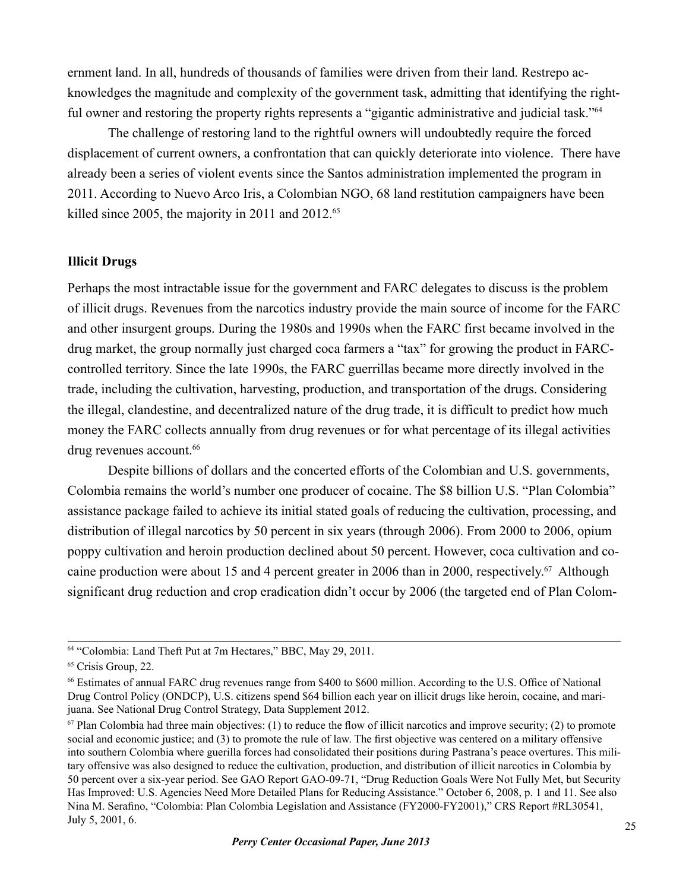ernment land. In all, hundreds of thousands of families were driven from their land. Restrepo acknowledges the magnitude and complexity of the government task, admitting that identifying the rightful owner and restoring the property rights represents a "gigantic administrative and judicial task."[64]

The challenge of restoring land to the rightful owners will undoubtedly require the forced displacement of current owners, a confrontation that can quickly deteriorate into violence. There have already been a series of violent events since the Santos administration implemented the program in 2011. According to Nuevo Arco Iris, a Colombian NGO, 68 land restitution campaigners have been killed since 2005, the majority in 2011 and 2012.[65]

**Illicit Drugs**

Perhaps the most intractable issue for the government and FARC delegates to discuss is the problem of illicit drugs. Revenues from the narcotics industry provide the main source of income for the FARC and other insurgent groups. During the 1980s and 1990s when the FARC first became involved in the drug market, the group normally just charged coca farmers a "tax" for growing the product in FARC-controlled territory. Since the late 1990s, the FARC guerrillas became more directly involved in the trade, including the cultivation, harvesting, production, and transportation of the drugs. Considering the illegal, clandestine, and decentralized nature of the drug trade, it is difficult to predict how much money the FARC collects annually from drug revenues or for what percentage of its illegal activities drug revenues account.[66]

Despite billions of dollars and the concerted efforts of the Colombian and U.S. governments, Colombia remains the world's number one producer of cocaine. The $8 billion U.S. "Plan Colombia" assistance package failed to achieve its initial stated goals of reducing the cultivation, processing, and distribution of illegal narcotics by 50 percent in six years (through 2006). From 2000 to 2006, opium poppy cultivation and heroin production declined about 50 percent. However, coca cultivation and cocaine production were about 15 and 4 percent greater in 2006 than in 2000, respectively.[67] Although significant drug reduction and crop eradication didn't occur by 2006 (the targeted end of Plan Colom-

---

[64] "Colombia: Land Theft Put at 7m Hectares," BBC, May 29, 2011.

[65] Crisis Group, 22.

[66] Estimates of annual FARC drug revenues range from $400 to $600 million. According to the U.S. Office of National Drug Control Policy (ONDCP), U.S. citizens spend $64 billion each year on illicit drugs like heroin, cocaine, and marijuana. See National Drug Control Strategy, Data Supplement 2012.

[67] Plan Colombia had three main objectives: (1) to reduce the flow of illicit narcotics and improve security; (2) to promote social and economic justice; and (3) to promote the rule of law. The first objective was centered on a military offensive into southern Colombia where guerilla forces had consolidated their positions during Pastrana's peace overtures. This military offensive was also designed to reduce the cultivation, production, and distribution of illicit narcotics in Colombia by 50 percent over a six-year period. See GAO Report GAO-09-71, "Drug Reduction Goals Were Not Fully Met, but Security Has Improved: U.S. Agencies Need More Detailed Plans for Reducing Assistance." October 6, 2008, p. 1 and 11. See also Nina M. Serafino, "Colombia: Plan Colombia Legislation and Assistance (FY2000-FY2001)," CRS Report #RL30541, July 5, 2001, 6.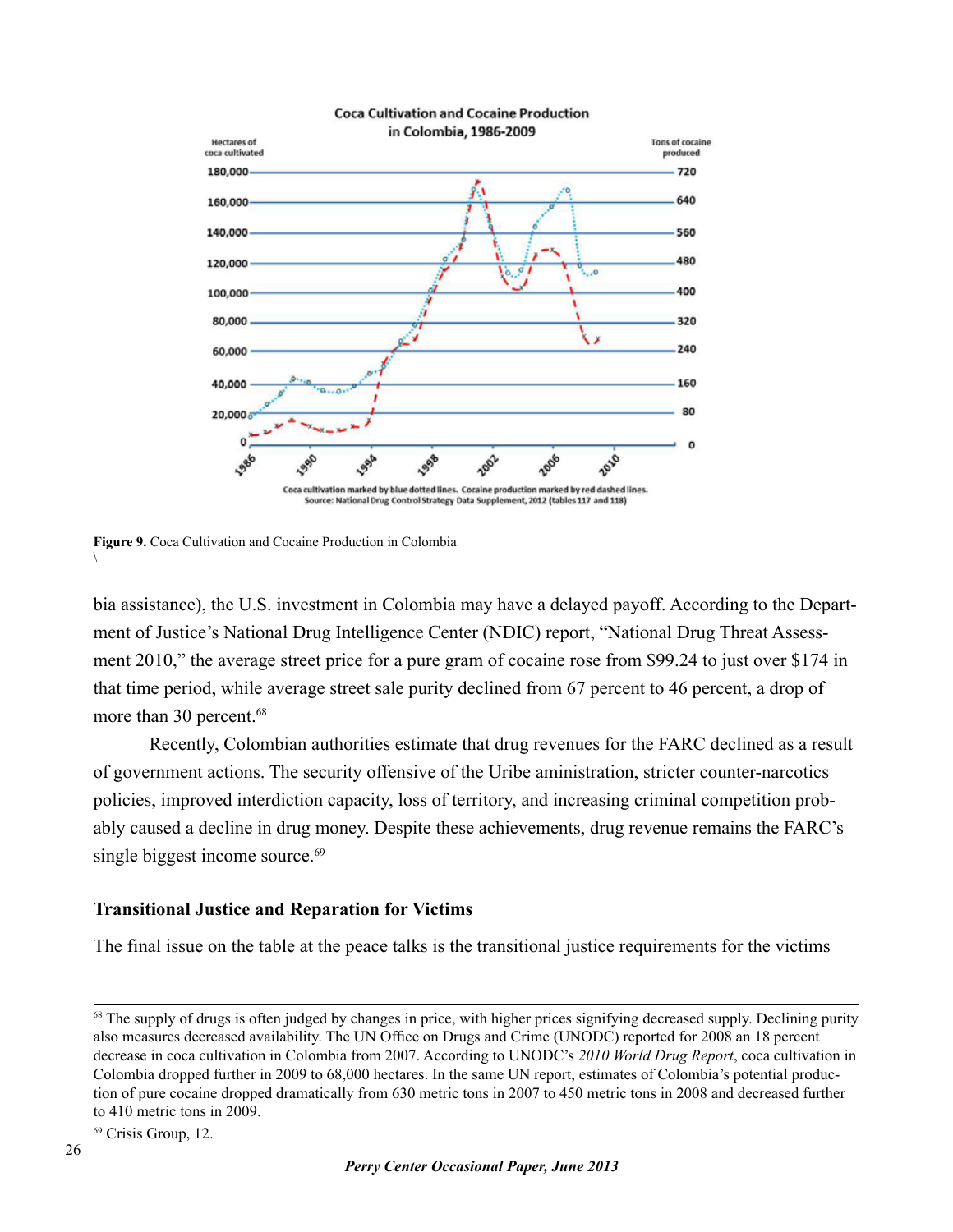Coca Cultivation and Cocaine Production in Colombia, 1986-2009

Hectares of coca cultivated

Tons of cocaine produced

Coca cultivation marked by blue dotted lines. Cocaine production marked by red dashed lines.
Source: National Drug Control Strategy Data Supplement, 2012 (tables 117 and 118)

**Figure 9.** Coca Cultivation and Cocaine Production in Colombia
\

bia assistance), the U.S. investment in Colombia may have a delayed payoff. According to the Department of Justice's National Drug Intelligence Center (NDIC) report, "National Drug Threat Assessment 2010," the average street price for a pure gram of cocaine rose from $99.24 to just over $174 in that time period, while average street sale purity declined from 67 percent to 46 percent, a drop of more than 30 percent.[68]

Recently, Colombian authorities estimate that drug revenues for the FARC declined as a result of government actions. The security offensive of the Uribe aministration, stricter counter-narcotics policies, improved interdiction capacity, loss of territory, and increasing criminal competition probably caused a decline in drug money. Despite these achievements, drug revenue remains the FARC's single biggest income source.[69]

### Transitional Justice and Reparation for Victims

The final issue on the table at the peace talks is the transitional justice requirements for the victims

---

[68] The supply of drugs is often judged by changes in price, with higher prices signifying decreased supply. Declining purity also measures decreased availability. The UN Office on Drugs and Crime (UNODC) reported for 2008 an 18 percent decrease in coca cultivation in Colombia from 2007. According to UNODC's *2010 World Drug Report*, coca cultivation in Colombia dropped further in 2009 to 68,000 hectares. In the same UN report, estimates of Colombia's potential production of pure cocaine dropped dramatically from 630 metric tons in 2007 to 450 metric tons in 2008 and decreased further to 410 metric tons in 2009.

[69] Crisis Group, 12.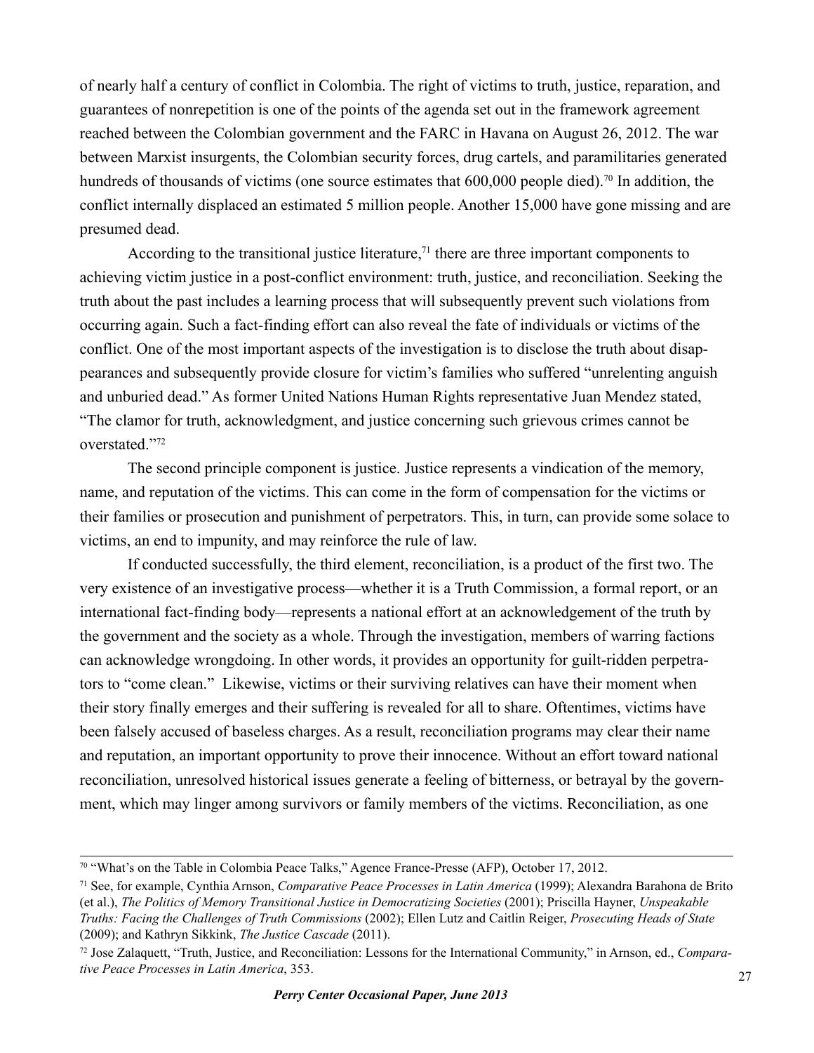of nearly half a century of conflict in Colombia. The right of victims to truth, justice, reparation, and guarantees of nonrepetition is one of the points of the agenda set out in the framework agreement reached between the Colombian government and the FARC in Havana on August 26, 2012. The war between Marxist insurgents, the Colombian security forces, drug cartels, and paramilitaries generated hundreds of thousands of victims (one source estimates that 600,000 people died).[70] In addition, the conflict internally displaced an estimated 5 million people. Another 15,000 have gone missing and are presumed dead.

According to the transitional justice literature,[71] there are three important components to achieving victim justice in a post-conflict environment: truth, justice, and reconciliation. Seeking the truth about the past includes a learning process that will subsequently prevent such violations from occurring again. Such a fact-finding effort can also reveal the fate of individuals or victims of the conflict. One of the most important aspects of the investigation is to disclose the truth about disappearances and subsequently provide closure for victim's families who suffered "unrelenting anguish and unburied dead." As former United Nations Human Rights representative Juan Mendez stated, "The clamor for truth, acknowledgment, and justice concerning such grievous crimes cannot be overstated."[72]

The second principle component is justice. Justice represents a vindication of the memory, name, and reputation of the victims. This can come in the form of compensation for the victims or their families or prosecution and punishment of perpetrators. This, in turn, can provide some solace to victims, an end to impunity, and may reinforce the rule of law.

If conducted successfully, the third element, reconciliation, is a product of the first two. The very existence of an investigative process—whether it is a Truth Commission, a formal report, or an international fact-finding body—represents a national effort at an acknowledgement of the truth by the government and the society as a whole. Through the investigation, members of warring factions can acknowledge wrongdoing. In other words, it provides an opportunity for guilt-ridden perpetrators to "come clean." Likewise, victims or their surviving relatives can have their moment when their story finally emerges and their suffering is revealed for all to share. Oftentimes, victims have been falsely accused of baseless charges. As a result, reconciliation programs may clear their name and reputation, an important opportunity to prove their innocence. Without an effort toward national reconciliation, unresolved historical issues generate a feeling of bitterness, or betrayal by the government, which may linger among survivors or family members of the victims. Reconciliation, as one

---

[70] "What's on the Table in Colombia Peace Talks," Agence France-Presse (AFP), October 17, 2012.

[71] See, for example, Cynthia Arnson, *Comparative Peace Processes in Latin America* (1999); Alexandra Barahona de Brito (et al.), *The Politics of Memory Transitional Justice in Democratizing Societies* (2001); Priscilla Hayner, *Unspeakable Truths: Facing the Challenges of Truth Commissions* (2002); Ellen Lutz and Caitlin Reiger, *Prosecuting Heads of State* (2009); and Kathryn Sikkink, *The Justice Cascade* (2011).

[72] Jose Zalaquett, "Truth, Justice, and Reconciliation: Lessons for the International Community," in Arnson, ed., *Comparative Peace Processes in Latin America*, 353.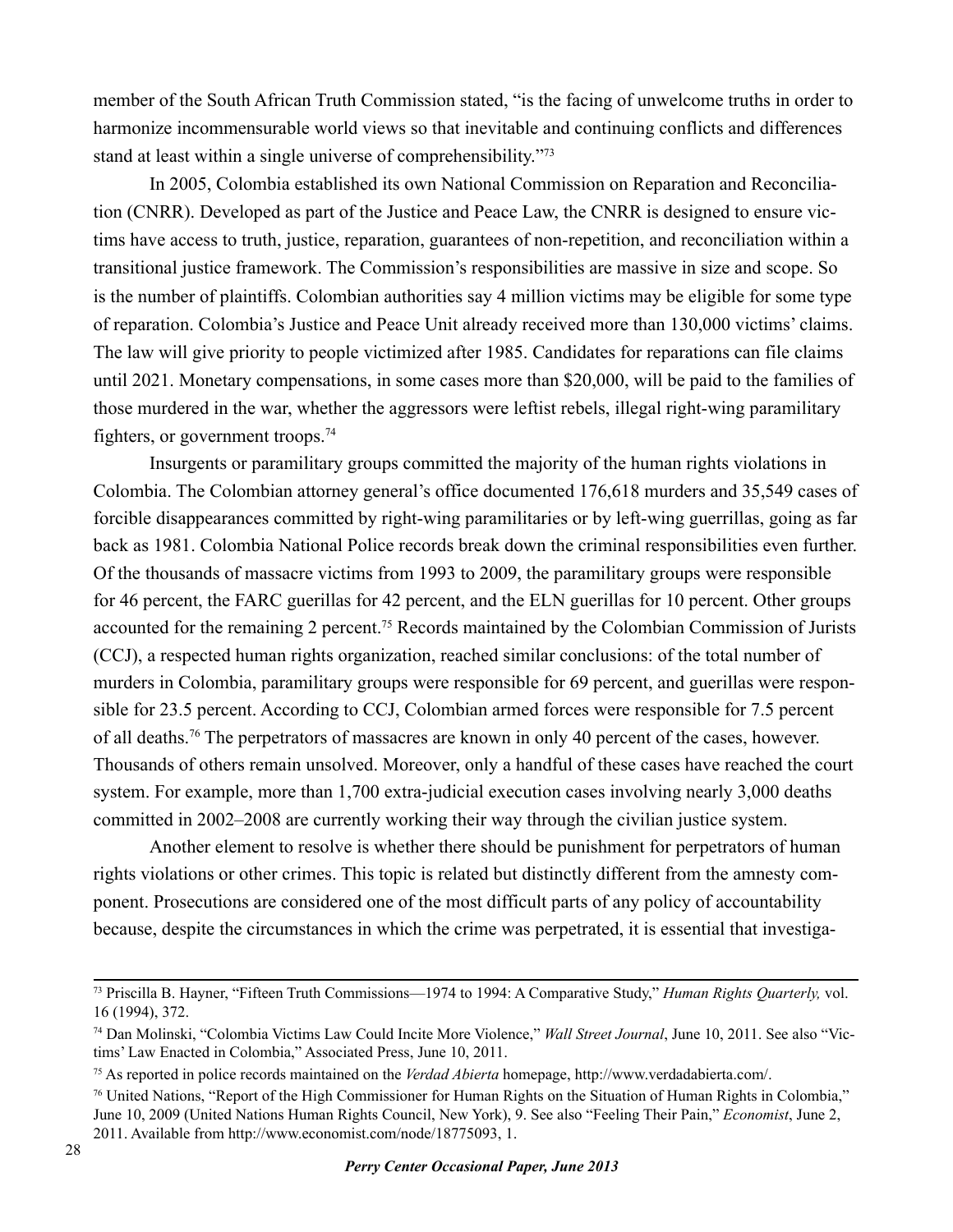member of the South African Truth Commission stated, "is the facing of unwelcome truths in order to harmonize incommensurable world views so that inevitable and continuing conflicts and differences stand at least within a single universe of comprehensibility."[73]

In 2005, Colombia established its own National Commission on Reparation and Reconciliation (CNRR). Developed as part of the Justice and Peace Law, the CNRR is designed to ensure victims have access to truth, justice, reparation, guarantees of non-repetition, and reconciliation within a transitional justice framework. The Commission's responsibilities are massive in size and scope. So is the number of plaintiffs. Colombian authorities say 4 million victims may be eligible for some type of reparation. Colombia's Justice and Peace Unit already received more than 130,000 victims' claims. The law will give priority to people victimized after 1985. Candidates for reparations can file claims until 2021. Monetary compensations, in some cases more than $20,000, will be paid to the families of those murdered in the war, whether the aggressors were leftist rebels, illegal right-wing paramilitary fighters, or government troops.[74]

Insurgents or paramilitary groups committed the majority of the human rights violations in Colombia. The Colombian attorney general's office documented 176,618 murders and 35,549 cases of forcible disappearances committed by right-wing paramilitaries or by left-wing guerrillas, going as far back as 1981. Colombia National Police records break down the criminal responsibilities even further. Of the thousands of massacre victims from 1993 to 2009, the paramilitary groups were responsible for 46 percent, the FARC guerillas for 42 percent, and the ELN guerillas for 10 percent. Other groups accounted for the remaining 2 percent.[75] Records maintained by the Colombian Commission of Jurists (CCJ), a respected human rights organization, reached similar conclusions: of the total number of murders in Colombia, paramilitary groups were responsible for 69 percent, and guerillas were responsible for 23.5 percent. According to CCJ, Colombian armed forces were responsible for 7.5 percent of all deaths.[76] The perpetrators of massacres are known in only 40 percent of the cases, however. Thousands of others remain unsolved. Moreover, only a handful of these cases have reached the court system. For example, more than 1,700 extra-judicial execution cases involving nearly 3,000 deaths committed in 2002–2008 are currently working their way through the civilian justice system.

Another element to resolve is whether there should be punishment for perpetrators of human rights violations or other crimes. This topic is related but distinctly different from the amnesty component. Prosecutions are considered one of the most difficult parts of any policy of accountability because, despite the circumstances in which the crime was perpetrated, it is essential that investiga-

---

[73] Priscilla B. Hayner, "Fifteen Truth Commissions—1974 to 1994: A Comparative Study," *Human Rights Quarterly,* vol. 16 (1994), 372.

[74] Dan Molinski, "Colombia Victims Law Could Incite More Violence," *Wall Street Journal*, June 10, 2011. See also "Victims' Law Enacted in Colombia," Associated Press, June 10, 2011.

[75] As reported in police records maintained on the *Verdad Abierta* homepage, http://www.verdadabierta.com/.

[76] United Nations, "Report of the High Commissioner for Human Rights on the Situation of Human Rights in Colombia," June 10, 2009 (United Nations Human Rights Council, New York), 9. See also "Feeling Their Pain," *Economist*, June 2, 2011. Available from http://www.economist.com/node/18775093, 1.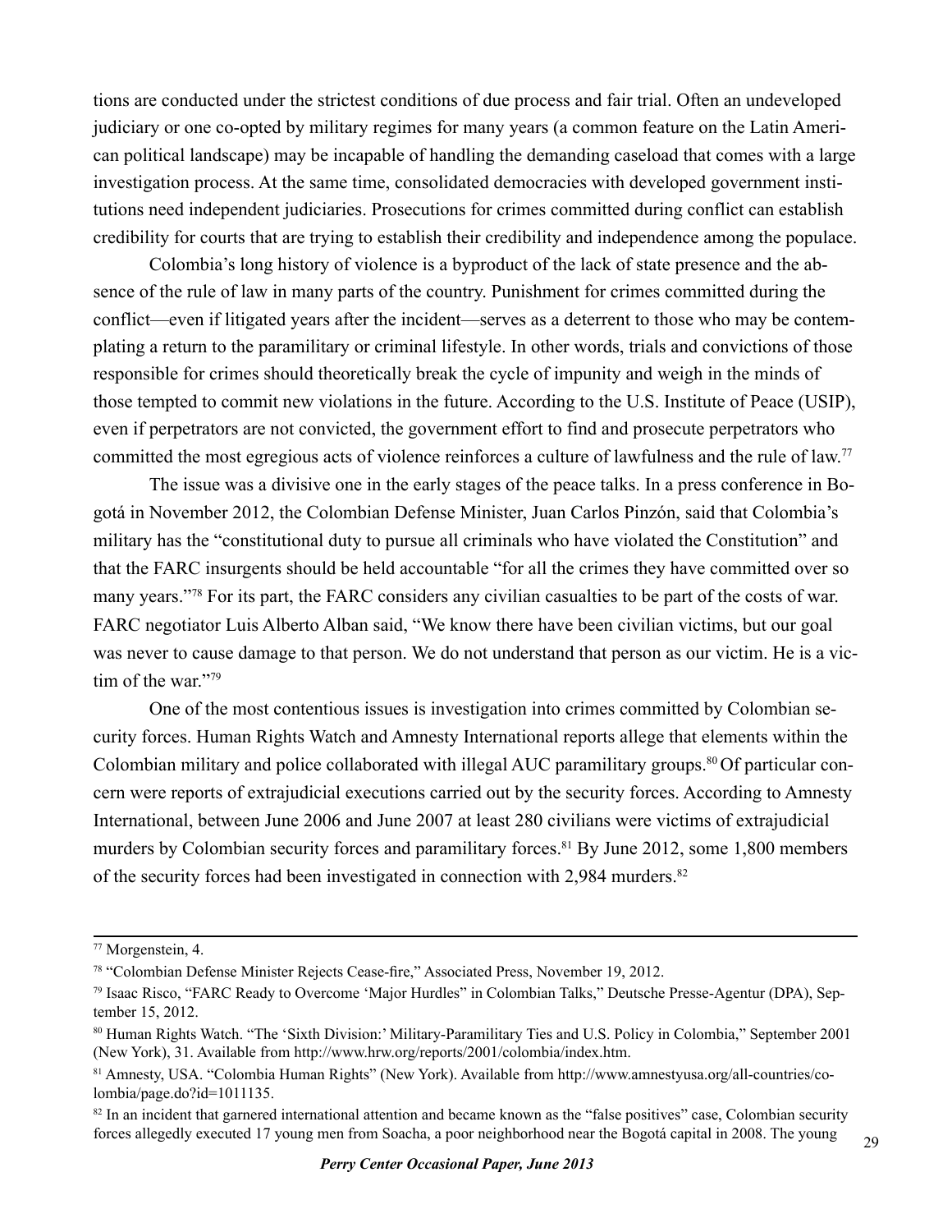tions are conducted under the strictest conditions of due process and fair trial. Often an undeveloped judiciary or one co-opted by military regimes for many years (a common feature on the Latin American political landscape) may be incapable of handling the demanding caseload that comes with a large investigation process. At the same time, consolidated democracies with developed government institutions need independent judiciaries. Prosecutions for crimes committed during conflict can establish credibility for courts that are trying to establish their credibility and independence among the populace.

Colombia's long history of violence is a byproduct of the lack of state presence and the absence of the rule of law in many parts of the country. Punishment for crimes committed during the conflict—even if litigated years after the incident—serves as a deterrent to those who may be contemplating a return to the paramilitary or criminal lifestyle. In other words, trials and convictions of those responsible for crimes should theoretically break the cycle of impunity and weigh in the minds of those tempted to commit new violations in the future. According to the U.S. Institute of Peace (USIP), even if perpetrators are not convicted, the government effort to find and prosecute perpetrators who committed the most egregious acts of violence reinforces a culture of lawfulness and the rule of law.[77]

The issue was a divisive one in the early stages of the peace talks. In a press conference in Bogotá in November 2012, the Colombian Defense Minister, Juan Carlos Pinzón, said that Colombia's military has the "constitutional duty to pursue all criminals who have violated the Constitution" and that the FARC insurgents should be held accountable "for all the crimes they have committed over so many years."[78] For its part, the FARC considers any civilian casualties to be part of the costs of war. FARC negotiator Luis Alberto Alban said, "We know there have been civilian victims, but our goal was never to cause damage to that person. We do not understand that person as our victim. He is a victim of the war."[79]

One of the most contentious issues is investigation into crimes committed by Colombian security forces. Human Rights Watch and Amnesty International reports allege that elements within the Colombian military and police collaborated with illegal AUC paramilitary groups.[80] Of particular concern were reports of extrajudicial executions carried out by the security forces. According to Amnesty International, between June 2006 and June 2007 at least 280 civilians were victims of extrajudicial murders by Colombian security forces and paramilitary forces.[81] By June 2012, some 1,800 members of the security forces had been investigated in connection with 2,984 murders.[82]

---

[77] Morgenstein, 4.

[78] "Colombian Defense Minister Rejects Cease-fire," Associated Press, November 19, 2012.

[79] Isaac Risco, "FARC Ready to Overcome 'Major Hurdles" in Colombian Talks," Deutsche Presse-Agentur (DPA), September 15, 2012.

[80] Human Rights Watch. "The 'Sixth Division:' Military-Paramilitary Ties and U.S. Policy in Colombia," September 2001 (New York), 31. Available from http://www.hrw.org/reports/2001/colombia/index.htm.

[81] Amnesty, USA. "Colombia Human Rights" (New York). Available from http://www.amnestyusa.org/all-countries/colombia/page.do?id=1011135.

[82] In an incident that garnered international attention and became known as the "false positives" case, Colombian security forces allegedly executed 17 young men from Soacha, a poor neighborhood near the Bogotá capital in 2008. The young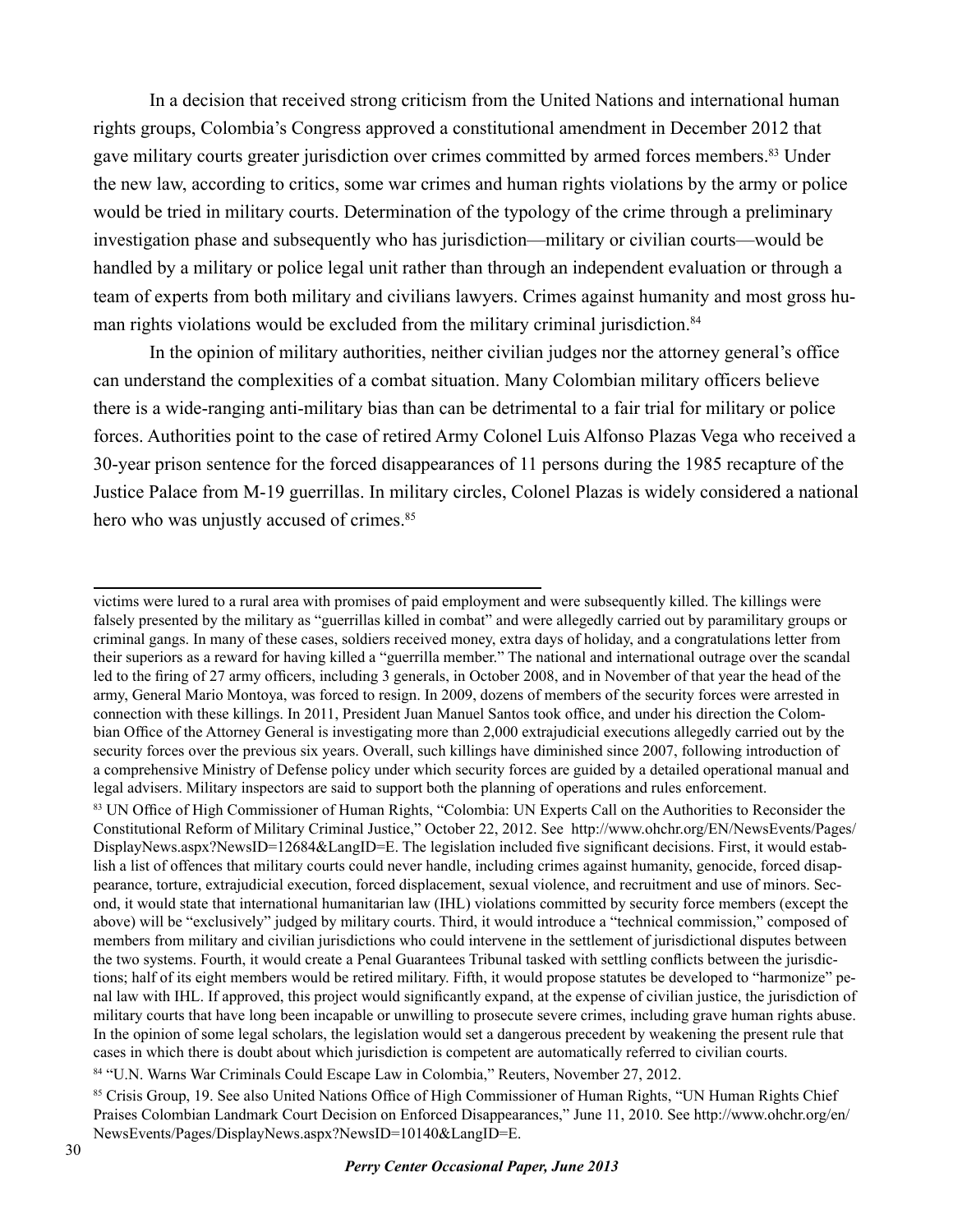In a decision that received strong criticism from the United Nations and international human rights groups, Colombia's Congress approved a constitutional amendment in December 2012 that gave military courts greater jurisdiction over crimes committed by armed forces members.[83] Under the new law, according to critics, some war crimes and human rights violations by the army or police would be tried in military courts. Determination of the typology of the crime through a preliminary investigation phase and subsequently who has jurisdiction—military or civilian courts—would be handled by a military or police legal unit rather than through an independent evaluation or through a team of experts from both military and civilians lawyers. Crimes against humanity and most gross human rights violations would be excluded from the military criminal jurisdiction.[84]

In the opinion of military authorities, neither civilian judges nor the attorney general's office can understand the complexities of a combat situation. Many Colombian military officers believe there is a wide-ranging anti-military bias than can be detrimental to a fair trial for military or police forces. Authorities point to the case of retired Army Colonel Luis Alfonso Plazas Vega who received a 30-year prison sentence for the forced disappearances of 11 persons during the 1985 recapture of the Justice Palace from M-19 guerrillas. In military circles, Colonel Plazas is widely considered a national hero who was unjustly accused of crimes.[85]

---

victims were lured to a rural area with promises of paid employment and were subsequently killed. The killings were falsely presented by the military as "guerrillas killed in combat" and were allegedly carried out by paramilitary groups or criminal gangs. In many of these cases, soldiers received money, extra days of holiday, and a congratulations letter from their superiors as a reward for having killed a "guerrilla member." The national and international outrage over the scandal led to the firing of 27 army officers, including 3 generals, in October 2008, and in November of that year the head of the army, General Mario Montoya, was forced to resign. In 2009, dozens of members of the security forces were arrested in connection with these killings. In 2011, President Juan Manuel Santos took office, and under his direction the Colombian Office of the Attorney General is investigating more than 2,000 extrajudicial executions allegedly carried out by the security forces over the previous six years. Overall, such killings have diminished since 2007, following introduction of a comprehensive Ministry of Defense policy under which security forces are guided by a detailed operational manual and legal advisers. Military inspectors are said to support both the planning of operations and rules enforcement.

[83] UN Office of High Commissioner of Human Rights, "Colombia: UN Experts Call on the Authorities to Reconsider the Constitutional Reform of Military Criminal Justice," October 22, 2012. See http://www.ohchr.org/EN/NewsEvents/Pages/DisplayNews.aspx?NewsID=12684&LangID=E. The legislation included five significant decisions. First, it would establish a list of offences that military courts could never handle, including crimes against humanity, genocide, forced disappearance, torture, extrajudicial execution, forced displacement, sexual violence, and recruitment and use of minors. Second, it would state that international humanitarian law (IHL) violations committed by security force members (except the above) will be "exclusively" judged by military courts. Third, it would introduce a "technical commission," composed of members from military and civilian jurisdictions who could intervene in the settlement of jurisdictional disputes between the two systems. Fourth, it would create a Penal Guarantees Tribunal tasked with settling conflicts between the jurisdictions; half of its eight members would be retired military. Fifth, it would propose statutes be developed to "harmonize" penal law with IHL. If approved, this project would significantly expand, at the expense of civilian justice, the jurisdiction of military courts that have long been incapable or unwilling to prosecute severe crimes, including grave human rights abuse. In the opinion of some legal scholars, the legislation would set a dangerous precedent by weakening the present rule that cases in which there is doubt about which jurisdiction is competent are automatically referred to civilian courts.

[84] "U.N. Warns War Criminals Could Escape Law in Colombia," Reuters, November 27, 2012.

[85] Crisis Group, 19. See also United Nations Office of High Commissioner of Human Rights, "UN Human Rights Chief Praises Colombian Landmark Court Decision on Enforced Disappearances," June 11, 2010. See http://www.ohchr.org/en/NewsEvents/Pages/DisplayNews.aspx?NewsID=10140&LangID=E.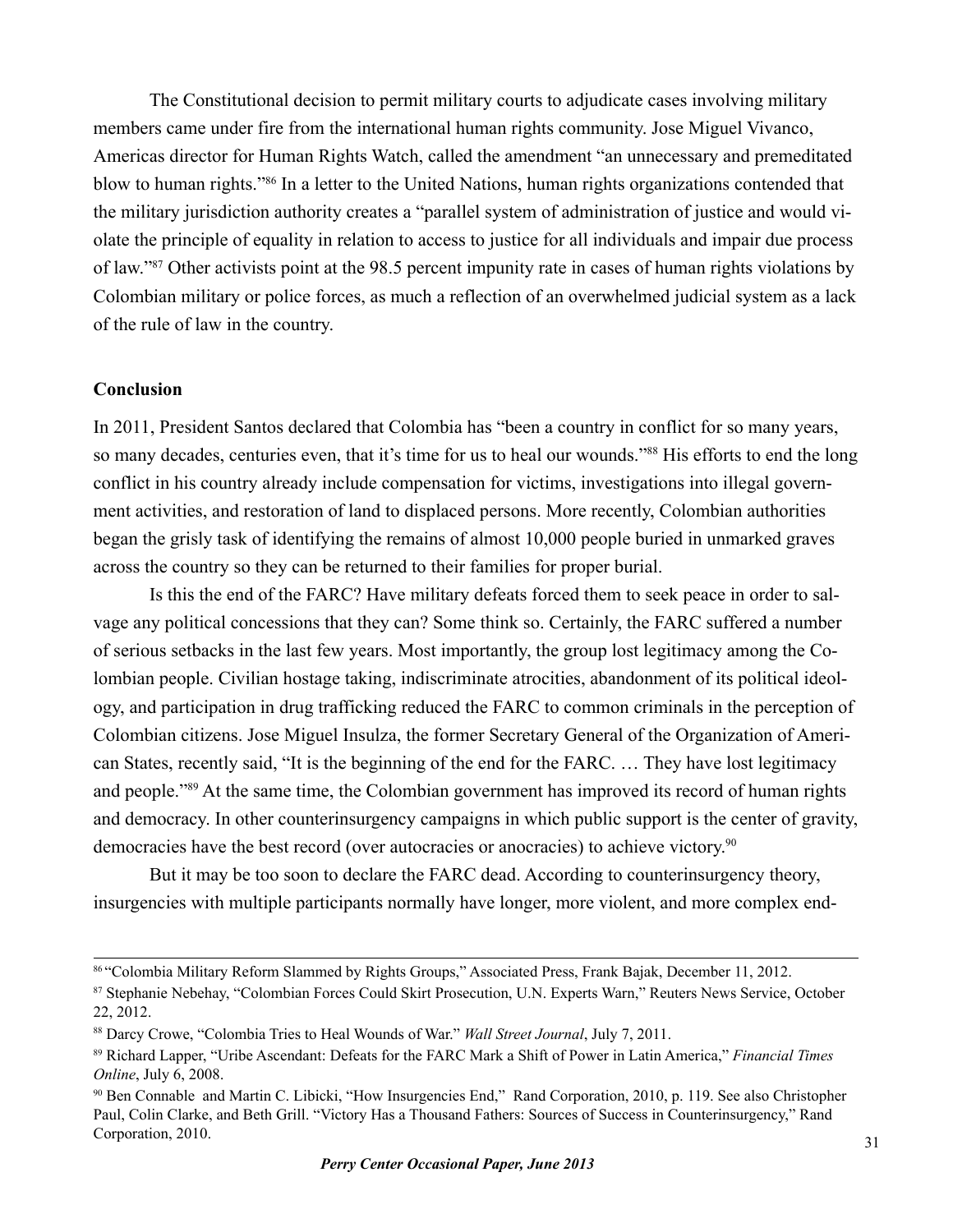The Constitutional decision to permit military courts to adjudicate cases involving military members came under fire from the international human rights community. Jose Miguel Vivanco, Americas director for Human Rights Watch, called the amendment "an unnecessary and premeditated blow to human rights."[86] In a letter to the United Nations, human rights organizations contended that the military jurisdiction authority creates a "parallel system of administration of justice and would violate the principle of equality in relation to access to justice for all individuals and impair due process of law."[87] Other activists point at the 98.5 percent impunity rate in cases of human rights violations by Colombian military or police forces, as much a reflection of an overwhelmed judicial system as a lack of the rule of law in the country.

**Conclusion**

In 2011, President Santos declared that Colombia has "been a country in conflict for so many years, so many decades, centuries even, that it's time for us to heal our wounds."[88] His efforts to end the long conflict in his country already include compensation for victims, investigations into illegal government activities, and restoration of land to displaced persons. More recently, Colombian authorities began the grisly task of identifying the remains of almost 10,000 people buried in unmarked graves across the country so they can be returned to their families for proper burial.

Is this the end of the FARC? Have military defeats forced them to seek peace in order to salvage any political concessions that they can? Some think so. Certainly, the FARC suffered a number of serious setbacks in the last few years. Most importantly, the group lost legitimacy among the Colombian people. Civilian hostage taking, indiscriminate atrocities, abandonment of its political ideology, and participation in drug trafficking reduced the FARC to common criminals in the perception of Colombian citizens. Jose Miguel Insulza, the former Secretary General of the Organization of American States, recently said, "It is the beginning of the end for the FARC. … They have lost legitimacy and people."[89] At the same time, the Colombian government has improved its record of human rights and democracy. In other counterinsurgency campaigns in which public support is the center of gravity, democracies have the best record (over autocracies or anocracies) to achieve victory.[90]

But it may be too soon to declare the FARC dead. According to counterinsurgency theory, insurgencies with multiple participants normally have longer, more violent, and more complex end-

---

[86] "Colombia Military Reform Slammed by Rights Groups," Associated Press, Frank Bajak, December 11, 2012.

[87] Stephanie Nebehay, "Colombian Forces Could Skirt Prosecution, U.N. Experts Warn," Reuters News Service, October 22, 2012.

[88] Darcy Crowe, "Colombia Tries to Heal Wounds of War." *Wall Street Journal*, July 7, 2011.

[89] Richard Lapper, "Uribe Ascendant: Defeats for the FARC Mark a Shift of Power in Latin America," *Financial Times Online*, July 6, 2008.

[90] Ben Connable and Martin C. Libicki, "How Insurgencies End," Rand Corporation, 2010, p. 119. See also Christopher Paul, Colin Clarke, and Beth Grill. "Victory Has a Thousand Fathers: Sources of Success in Counterinsurgency," Rand Corporation, 2010.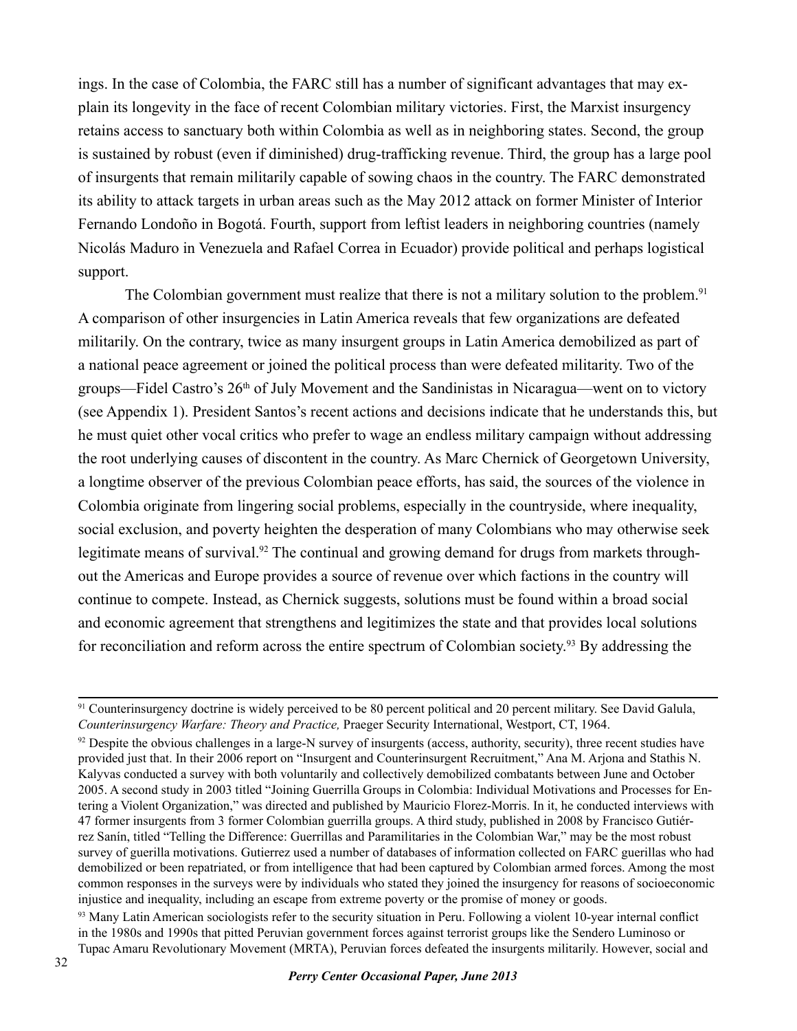ings. In the case of Colombia, the FARC still has a number of significant advantages that may explain its longevity in the face of recent Colombian military victories. First, the Marxist insurgency retains access to sanctuary both within Colombia as well as in neighboring states. Second, the group is sustained by robust (even if diminished) drug-trafficking revenue. Third, the group has a large pool of insurgents that remain militarily capable of sowing chaos in the country. The FARC demonstrated its ability to attack targets in urban areas such as the May 2012 attack on former Minister of Interior Fernando Londoño in Bogotá. Fourth, support from leftist leaders in neighboring countries (namely Nicolás Maduro in Venezuela and Rafael Correa in Ecuador) provide political and perhaps logistical support.

The Colombian government must realize that there is not a military solution to the problem.[91] A comparison of other insurgencies in Latin America reveals that few organizations are defeated militarily. On the contrary, twice as many insurgent groups in Latin America demobilized as part of a national peace agreement or joined the political process than were defeated militarity. Two of the groups—Fidel Castro's 26th of July Movement and the Sandinistas in Nicaragua—went on to victory (see Appendix 1). President Santos's recent actions and decisions indicate that he understands this, but he must quiet other vocal critics who prefer to wage an endless military campaign without addressing the root underlying causes of discontent in the country. As Marc Chernick of Georgetown University, a longtime observer of the previous Colombian peace efforts, has said, the sources of the violence in Colombia originate from lingering social problems, especially in the countryside, where inequality, social exclusion, and poverty heighten the desperation of many Colombians who may otherwise seek legitimate means of survival.[92] The continual and growing demand for drugs from markets throughout the Americas and Europe provides a source of revenue over which factions in the country will continue to compete. Instead, as Chernick suggests, solutions must be found within a broad social and economic agreement that strengthens and legitimizes the state and that provides local solutions for reconciliation and reform across the entire spectrum of Colombian society.[93] By addressing the

---

[91] Counterinsurgency doctrine is widely perceived to be 80 percent political and 20 percent military. See David Galula, *Counterinsurgency Warfare: Theory and Practice,* Praeger Security International, Westport, CT, 1964.

[92] Despite the obvious challenges in a large-N survey of insurgents (access, authority, security), three recent studies have provided just that. In their 2006 report on "Insurgent and Counterinsurgent Recruitment," Ana M. Arjona and Stathis N. Kalyvas conducted a survey with both voluntarily and collectively demobilized combatants between June and October 2005. A second study in 2003 titled "Joining Guerrilla Groups in Colombia: Individual Motivations and Processes for Entering a Violent Organization," was directed and published by Mauricio Florez-Morris. In it, he conducted interviews with 47 former insurgents from 3 former Colombian guerrilla groups. A third study, published in 2008 by Francisco Gutiérrez Sanín, titled "Telling the Difference: Guerrillas and Paramilitaries in the Colombian War," may be the most robust survey of guerilla motivations. Gutierrez used a number of databases of information collected on FARC guerillas who had demobilized or been repatriated, or from intelligence that had been captured by Colombian armed forces. Among the most common responses in the surveys were by individuals who stated they joined the insurgency for reasons of socioeconomic injustice and inequality, including an escape from extreme poverty or the promise of money or goods.

[93] Many Latin American sociologists refer to the security situation in Peru. Following a violent 10-year internal conflict in the 1980s and 1990s that pitted Peruvian government forces against terrorist groups like the Sendero Luminoso or Tupac Amaru Revolutionary Movement (MRTA), Peruvian forces defeated the insurgents militarily. However, social and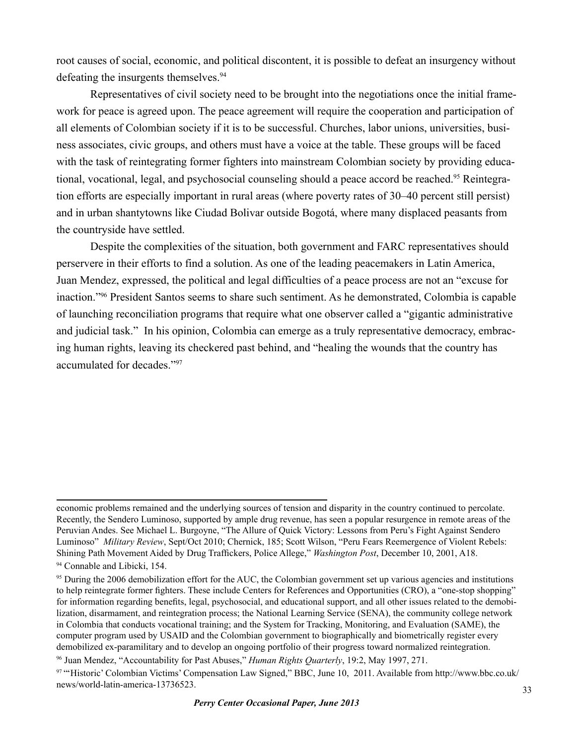root causes of social, economic, and political discontent, it is possible to defeat an insurgency without defeating the insurgents themselves.[94]

Representatives of civil society need to be brought into the negotiations once the initial framework for peace is agreed upon. The peace agreement will require the cooperation and participation of all elements of Colombian society if it is to be successful. Churches, labor unions, universities, business associates, civic groups, and others must have a voice at the table. These groups will be faced with the task of reintegrating former fighters into mainstream Colombian society by providing educational, vocational, legal, and psychosocial counseling should a peace accord be reached.[95] Reintegration efforts are especially important in rural areas (where poverty rates of 30–40 percent still persist) and in urban shantytowns like Ciudad Bolivar outside Bogotá, where many displaced peasants from the countryside have settled.

Despite the complexities of the situation, both government and FARC representatives should perservere in their efforts to find a solution. As one of the leading peacemakers in Latin America, Juan Mendez, expressed, the political and legal difficulties of a peace process are not an "excuse for inaction."[96] President Santos seems to share such sentiment. As he demonstrated, Colombia is capable of launching reconciliation programs that require what one observer called a "gigantic administrative and judicial task." In his opinion, Colombia can emerge as a truly representative democracy, embracing human rights, leaving its checkered past behind, and "healing the wounds that the country has accumulated for decades."[97]

---

economic problems remained and the underlying sources of tension and disparity in the country continued to percolate. Recently, the Sendero Luminoso, supported by ample drug revenue, has seen a popular resurgence in remote areas of the Peruvian Andes. See Michael L. Burgoyne, "The Allure of Quick Victory: Lessons from Peru's Fight Against Sendero Luminoso" *Military Review*, Sept/Oct 2010; Chernick, 185; Scott Wilson, "Peru Fears Reemergence of Violent Rebels: Shining Path Movement Aided by Drug Traffickers, Police Allege," *Washington Post*, December 10, 2001, A18.

[94] Connable and Libicki, 154.

[95] During the 2006 demobilization effort for the AUC, the Colombian government set up various agencies and institutions to help reintegrate former fighters. These include Centers for References and Opportunities (CRO), a "one-stop shopping" for information regarding benefits, legal, psychosocial, and educational support, and all other issues related to the demobilization, disarmament, and reintegration process; the National Learning Service (SENA), the community college network in Colombia that conducts vocational training; and the System for Tracking, Monitoring, and Evaluation (SAME), the computer program used by USAID and the Colombian government to biographically and biometrically register every demobilized ex-paramilitary and to develop an ongoing portfolio of their progress toward normalized reintegration.

[96] Juan Mendez, "Accountability for Past Abuses," *Human Rights Quarterly*, 19:2, May 1997, 271.

[97] "'Historic' Colombian Victims' Compensation Law Signed," BBC, June 10, 2011. Available from http://www.bbc.co.uk/news/world-latin-america-13736523.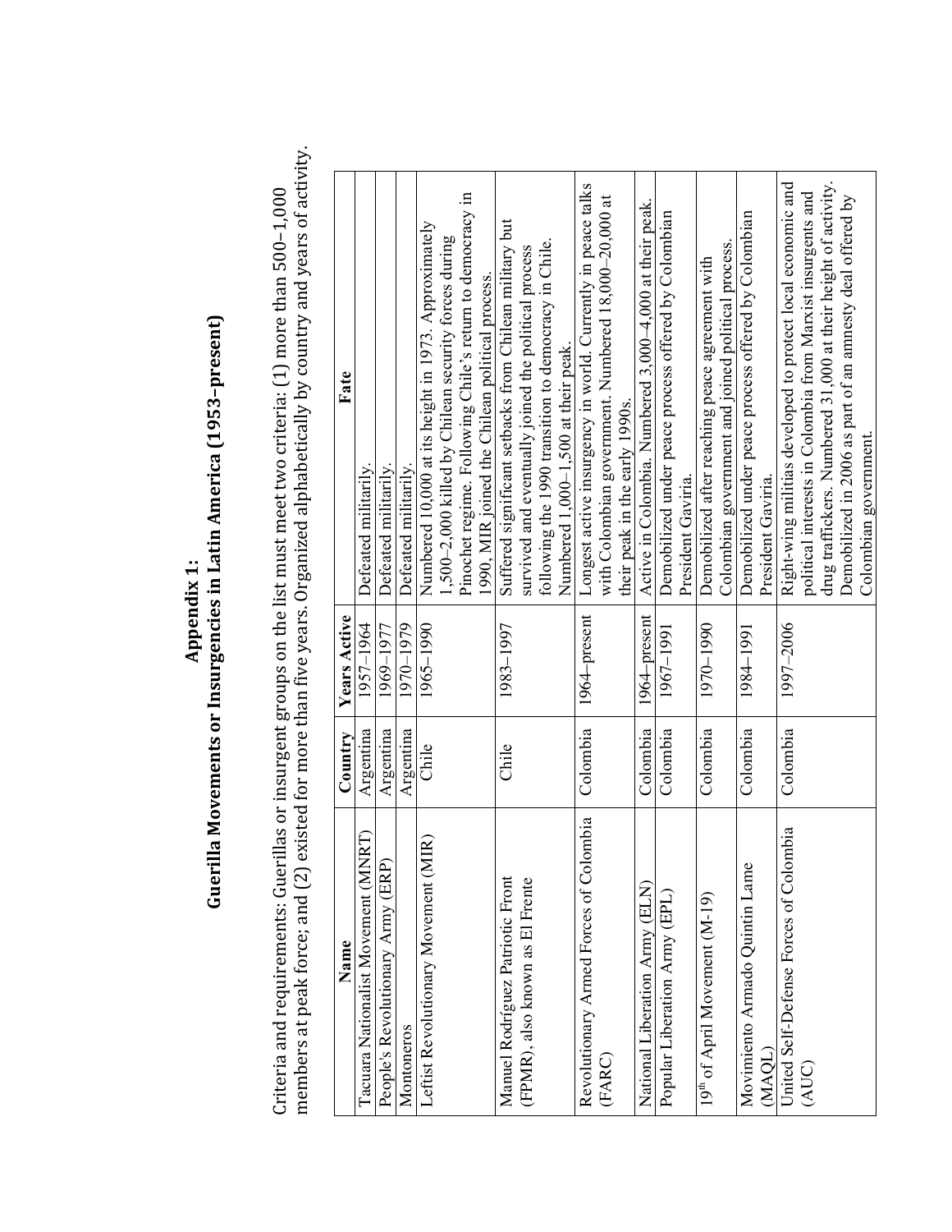# Appendix 1:
## Guerilla Movements or Insurgencies in Latin America (1953–present)

Criteria and requirements: Guerillas or insurgent groups on the list must meet two criteria: (1) more than 500–1,000 members at peak force; and (2) existed for more than five years. Organized alphabetically by country and years of activity.

| Name | Country | Years Active | Fate |
|---|---|---|---|
| Tacuara Nationalist Movement (MNRT) | Argentina | 1957–1964 | Defeated militarily. |
| People's Revolutionary Army (ERP) | Argentina | 1969–1977 | Defeated militarily. |
| Montoneros | Argentina | 1970–1979 | Defeated militarily. |
| Leftist Revolutionary Movement (MIR) | Chile | 1965–1990 | Numbered 10,000 at its height in 1973. Approximately 1,500–2,000 killed by Chilean security forces during Pinochet regime. Following Chile's return to democracy in 1990, MIR joined the Chilean political process. |
| Manuel Rodríguez Patriotic Front (FPMR), also known as El Frente | Chile | 1983–1997 | Suffered significant setbacks from Chilean military but survived and eventually joined the political process following the 1990 transition to democracy in Chile. Numbered 1,000–1,500 at their peak. |
| Revolutionary Armed Forces of Colombia (FARC) | Colombia | 1964–present | Longest active insurgency in world. Currently in peace talks with Colombian government. Numbered 18,000–20,000 at their peak in the early 1990s. |
| National Liberation Army (ELN) | Colombia | 1964–present | Active in Colombia. Numbered 3,000–4,000 at their peak. |
| Popular Liberation Army (EPL) | Colombia | 1967–1991 | Demobilized under peace process offered by Colombian President Gaviria. |
| 19th of April Movement (M-19) | Colombia | 1970–1990 | Demobilized after reaching peace agreement with Colombian government and joined political process. |
| Movimiento Armado Quintín Lame (MAQL) | Colombia | 1984–1991 | Demobilized under peace process offered by Colombian President Gaviria. |
| United Self-Defense Forces of Colombia (AUC) | Colombia | 1997–2006 | Right-wing militias developed to protect local economic and political interests in Colombia from Marxist insurgents and drug traffickers. Numbered 31,000 at their height of activity. Demobilized in 2006 as part of an amnesty deal offered by Colombian government. |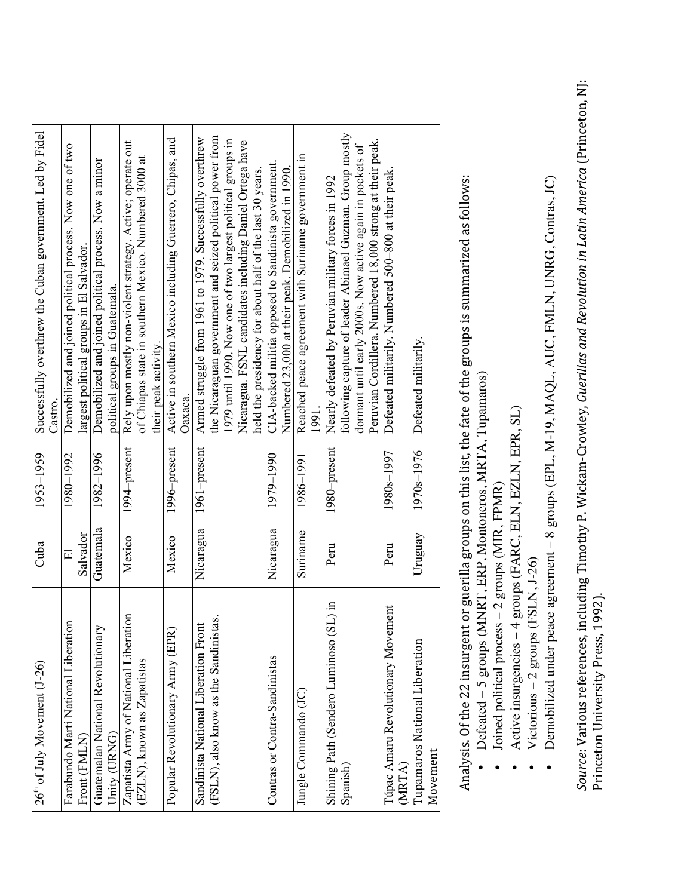| 26th of July Movement (J-26) | Cuba | 1953–1959 | Successfully overthrew the Cuban government. Led by Fidel Castro. |
|---|---|---|---|
| Farabundo Martí National Liberation Front (FMLN) | El Salvador | 1980–1992 | Demobilized and joined political process. Now one of two largest political groups in El Salvador. |
| Guatemalan National Revolutionary Unity (URNG) | Guatemala | 1982–1996 | Demobilized and joined political process. Now a minor political groups in Guatemala. |
| Zapatista Army of National Liberation (EZLN), known as Zapatistas | Mexico | 1994–present | Rely upon mostly non-violent strategy. Active; operate out of Chiapas state in southern Mexico. Numbered 3000 at their peak activity. |
| Popular Revolutionary Army (EPR) | Mexico | 1996–present | Active in southern Mexico including Guerrero, Chipas, and Oaxaca. |
| Sandinista National Liberation Front (FSLN), also know as the Sandinistas. | Nicaragua | 1961–present | Armed struggle from 1961 to 1979. Successfully overthrew the Nicaraguan government and seized political power from 1979 until 1990. Now one of two largest political groups in Nicaragua. FSNL candidates including Daniel Ortega have held the presidency for about half of the last 30 years. |
| Contras or Contra-Sandinistas | Nicaragua | 1979–1990 | CIA-backed militia opposed to Sandinista government. Numbered 23,000 at their peak. Demobilized in 1990. |
| Jungle Commando (JC) | Suriname | 1986–1991 | Reached peace agreement with Suriname government in 1991. |
| Shining Path (Sendero Luminoso (SL) in Spanish) | Peru | 1980–present | Nearly defeated by Peruvian military forces in 1992 following capture of leader Abimael Guzman. Group mostly dormant until early 2000s. Now active again in pockets of Peruvian Cordillera. Numbered 18,000 strong at their peak. |
| Túpac Amaru Revolutionary Movement (MRTA) | Peru | 1980s–1997 | Defeated militarily. Numbered 500–800 at their peak. |
| Tupamaros National Liberation Movement | Uruguay | 1970s–1976 | Defeated militarily. |

Analysis. Of the 22 insurgent or guerilla groups on this list, the fate of the groups is summarized as follows:

- Defeated – 5 groups (MNRT, ERP, Montoneros, MRTA, Tupamaros)
- Joined political process – 2 groups (MIR, FPMR)
- Active insurgencies – 4 groups (FARC, ELN, EZLN, EPR, SL)
- Victorious – 2 groups (FSLN, J-26)
- Demobilized under peace agreement – 8 groups (EPL, M-19, MAQL, AUC, FMLN, UNRG, Contras, JC)

*Source*: Various references, including Timothy P. Wickam-Crowley, *Guerillas and Revolution in Latin America* (Princeton, NJ: Princeton University Press, 1992).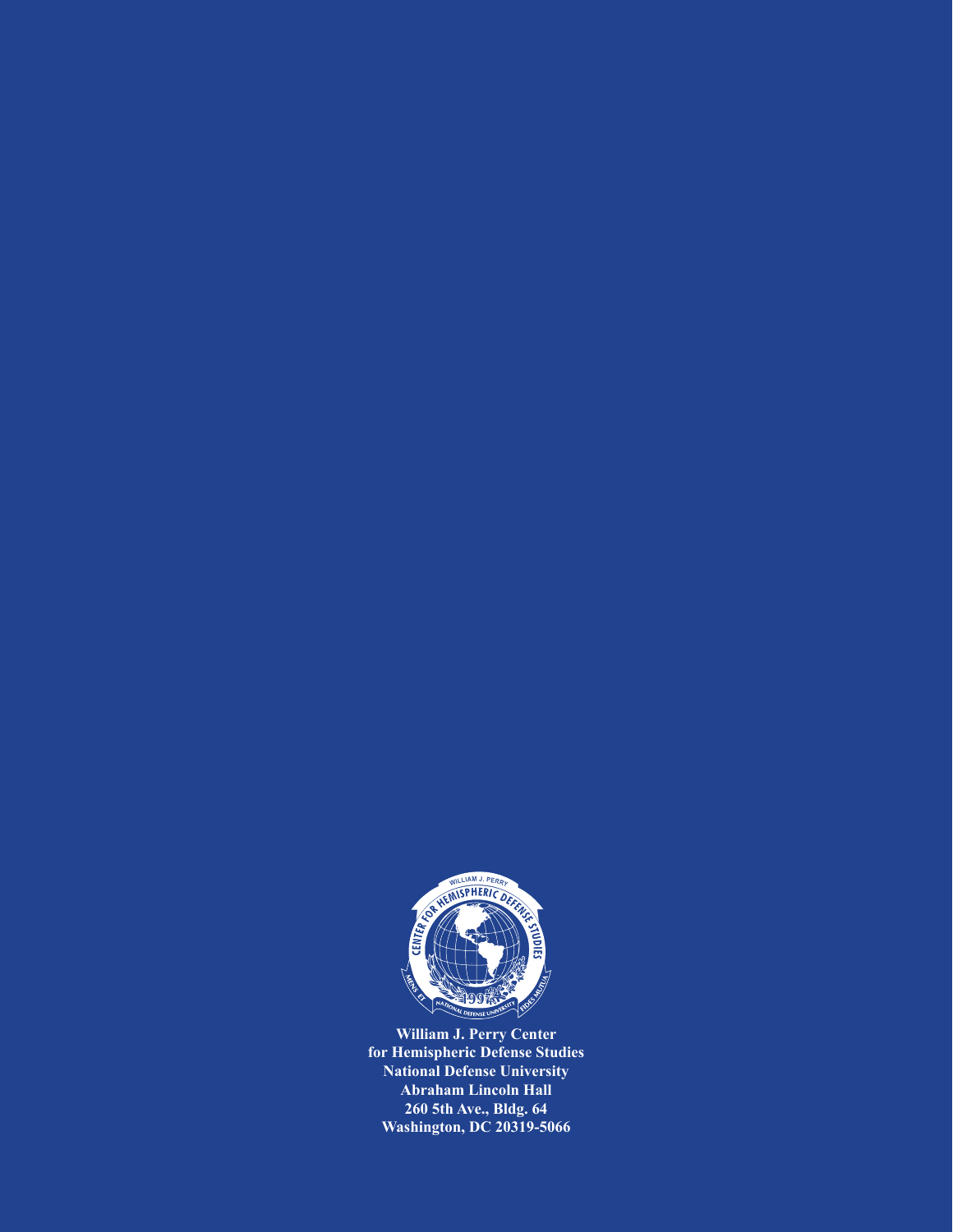**William J. Perry Center**
**for Hemispheric Defense Studies**
**National Defense University**
**Abraham Lincoln Hall**
**260 5th Ave., Bldg. 64**
**Washington, DC 20319-5066**